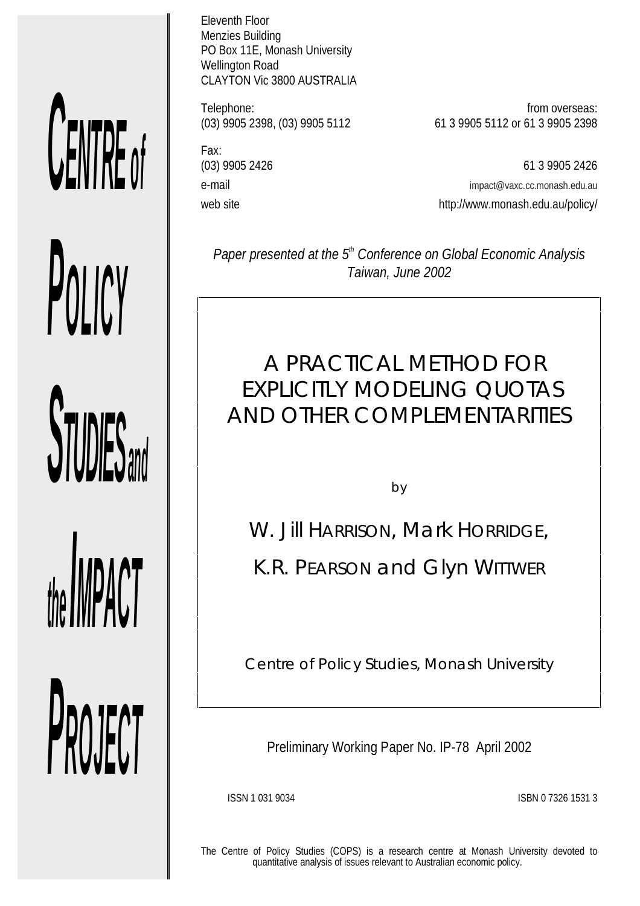# CENTRE of POLICY STUDIES and the IMPACT PROJECT

Eleventh Floor
Menzies Building
PO Box 11E, Monash University
Wellington Road
CLAYTON Vic 3800 AUSTRALIA

Telephone:
(03) 9905 2398, (03) 9905 5112

from overseas:
61 3 9905 5112 or 61 3 9905 2398

Fax:
(03) 9905 2426

61 3 9905 2426

e-mail
impact@vaxc.cc.monash.edu.au

web site
http://www.monash.edu.au/policy/

*Paper presented at the 5th Conference on Global Economic Analysis Taiwan, June 2002*

## A PRACTICAL METHOD FOR EXPLICITLY MODELING QUOTAS AND OTHER COMPLEMENTARITIES

by

W. Jill HARRISON, Mark HORRIDGE,

K.R. PEARSON and Glyn WITTWER

Centre of Policy Studies, Monash University

Preliminary Working Paper No. IP-78 April 2002

ISSN 1 031 9034

ISBN 0 7326 1531 3

The Centre of Policy Studies (COPS) is a research centre at Monash University devoted to quantitative analysis of issues relevant to Australian economic policy.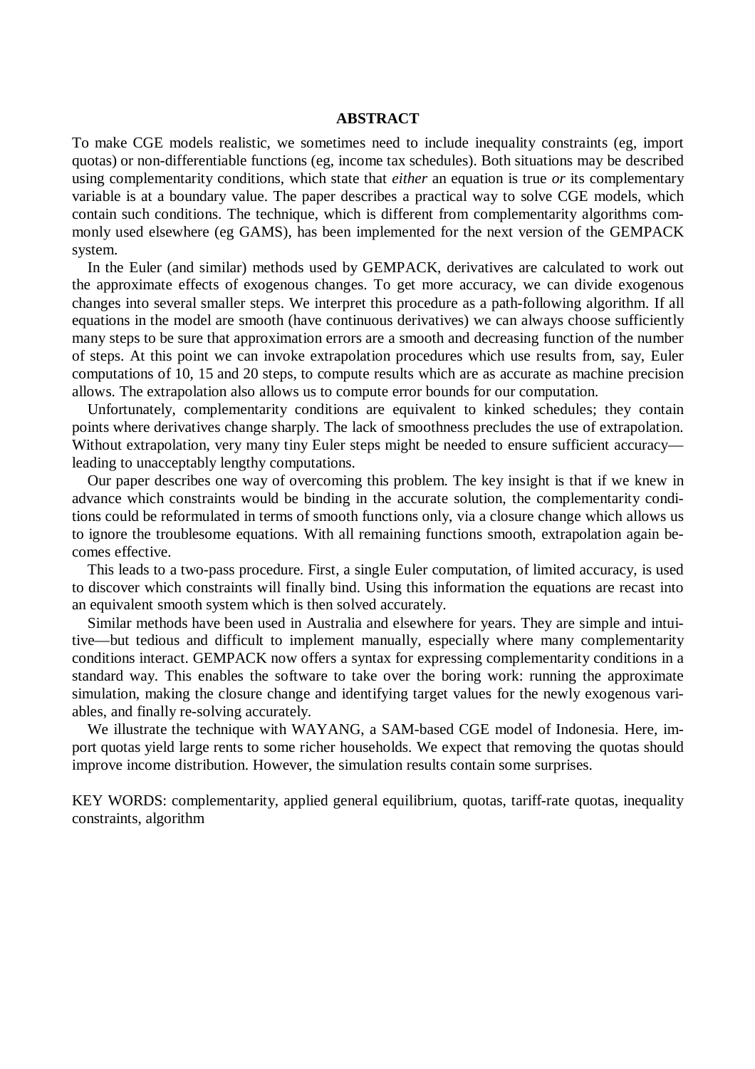# ABSTRACT

To make CGE models realistic, we sometimes need to include inequality constraints (eg, import quotas) or non-differentiable functions (eg, income tax schedules). Both situations may be described using complementarity conditions, which state that *either* an equation is true *or* its complementary variable is at a boundary value. The paper describes a practical way to solve CGE models, which contain such conditions. The technique, which is different from complementarity algorithms commonly used elsewhere (eg GAMS), has been implemented for the next version of the GEMPACK system.

In the Euler (and similar) methods used by GEMPACK, derivatives are calculated to work out the approximate effects of exogenous changes. To get more accuracy, we can divide exogenous changes into several smaller steps. We interpret this procedure as a path-following algorithm. If all equations in the model are smooth (have continuous derivatives) we can always choose sufficiently many steps to be sure that approximation errors are a smooth and decreasing function of the number of steps. At this point we can invoke extrapolation procedures which use results from, say, Euler computations of 10, 15 and 20 steps, to compute results which are as accurate as machine precision allows. The extrapolation also allows us to compute error bounds for our computation.

Unfortunately, complementarity conditions are equivalent to kinked schedules; they contain points where derivatives change sharply. The lack of smoothness precludes the use of extrapolation. Without extrapolation, very many tiny Euler steps might be needed to ensure sufficient accuracy—leading to unacceptably lengthy computations.

Our paper describes one way of overcoming this problem. The key insight is that if we knew in advance which constraints would be binding in the accurate solution, the complementarity conditions could be reformulated in terms of smooth functions only, via a closure change which allows us to ignore the troublesome equations. With all remaining functions smooth, extrapolation again becomes effective.

This leads to a two-pass procedure. First, a single Euler computation, of limited accuracy, is used to discover which constraints will finally bind. Using this information the equations are recast into an equivalent smooth system which is then solved accurately.

Similar methods have been used in Australia and elsewhere for years. They are simple and intuitive—but tedious and difficult to implement manually, especially where many complementarity conditions interact. GEMPACK now offers a syntax for expressing complementarity conditions in a standard way. This enables the software to take over the boring work: running the approximate simulation, making the closure change and identifying target values for the newly exogenous variables, and finally re-solving accurately.

We illustrate the technique with WAYANG, a SAM-based CGE model of Indonesia. Here, import quotas yield large rents to some richer households. We expect that removing the quotas should improve income distribution. However, the simulation results contain some surprises.

KEY WORDS: complementarity, applied general equilibrium, quotas, tariff-rate quotas, inequality constraints, algorithm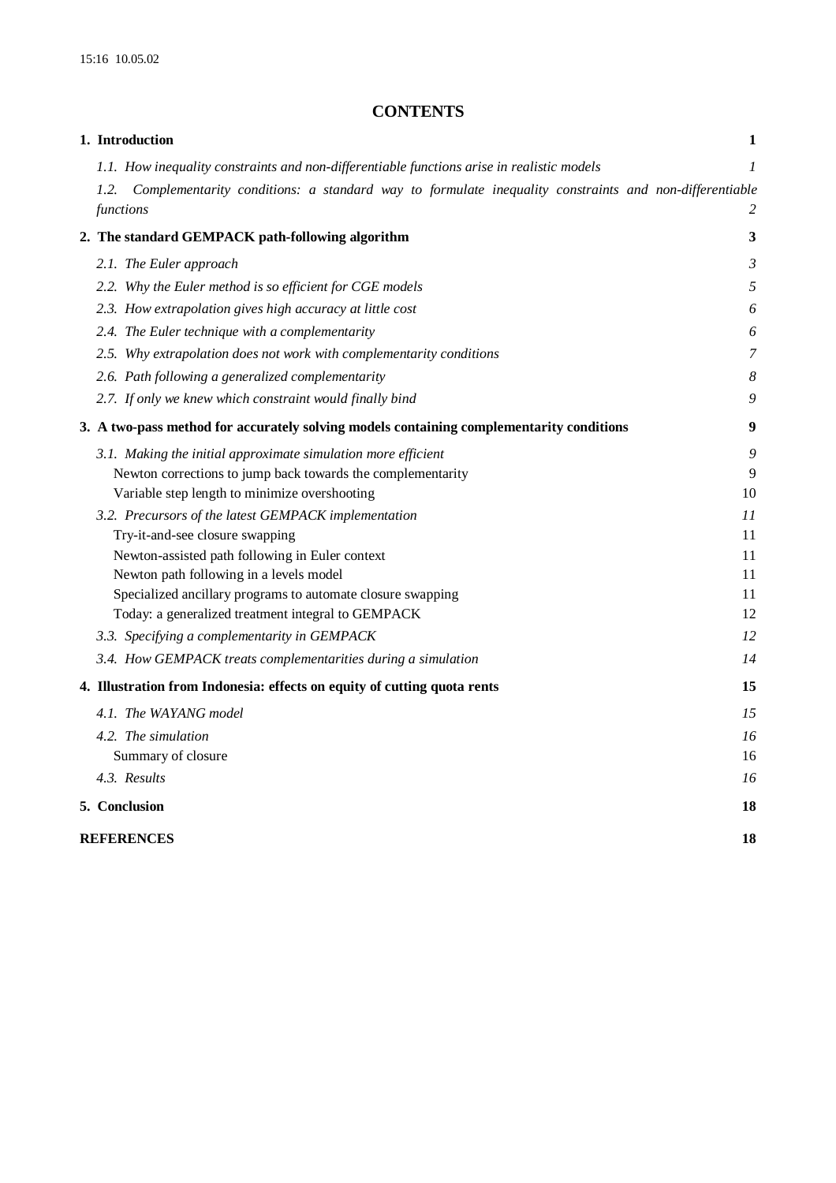## CONTENTS

**1. Introduction** **1**

*1.1. How inequality constraints and non-differentiable functions arise in realistic models* *1*

*1.2. Complementarity conditions: a standard way to formulate inequality constraints and non-differentiable functions* *2*

**2. The standard GEMPACK path-following algorithm** **3**

*2.1. The Euler approach* *3*

*2.2. Why the Euler method is so efficient for CGE models* *5*

*2.3. How extrapolation gives high accuracy at little cost* *6*

*2.4. The Euler technique with a complementarity* *6*

*2.5. Why extrapolation does not work with complementarity conditions* *7*

*2.6. Path following a generalized complementarity* *8*

*2.7. If only we knew which constraint would finally bind* *9*

**3. A two-pass method for accurately solving models containing complementarity conditions** **9**

*3.1. Making the initial approximate simulation more efficient* *9*

Newton corrections to jump back towards the complementarity 9

Variable step length to minimize overshooting 10

*3.2. Precursors of the latest GEMPACK implementation* *11*

Try-it-and-see closure swapping 11

Newton-assisted path following in Euler context 11

Newton path following in a levels model 11

Specialized ancillary programs to automate closure swapping 11

Today: a generalized treatment integral to GEMPACK 12

*3.3. Specifying a complementarity in GEMPACK* *12*

*3.4. How GEMPACK treats complementarities during a simulation* *14*

**4. Illustration from Indonesia: effects on equity of cutting quota rents** **15**

*4.1. The WAYANG model* *15*

*4.2. The simulation* *16*

Summary of closure 16

*4.3. Results* *16*

**5. Conclusion** **18**

**REFERENCES** **18**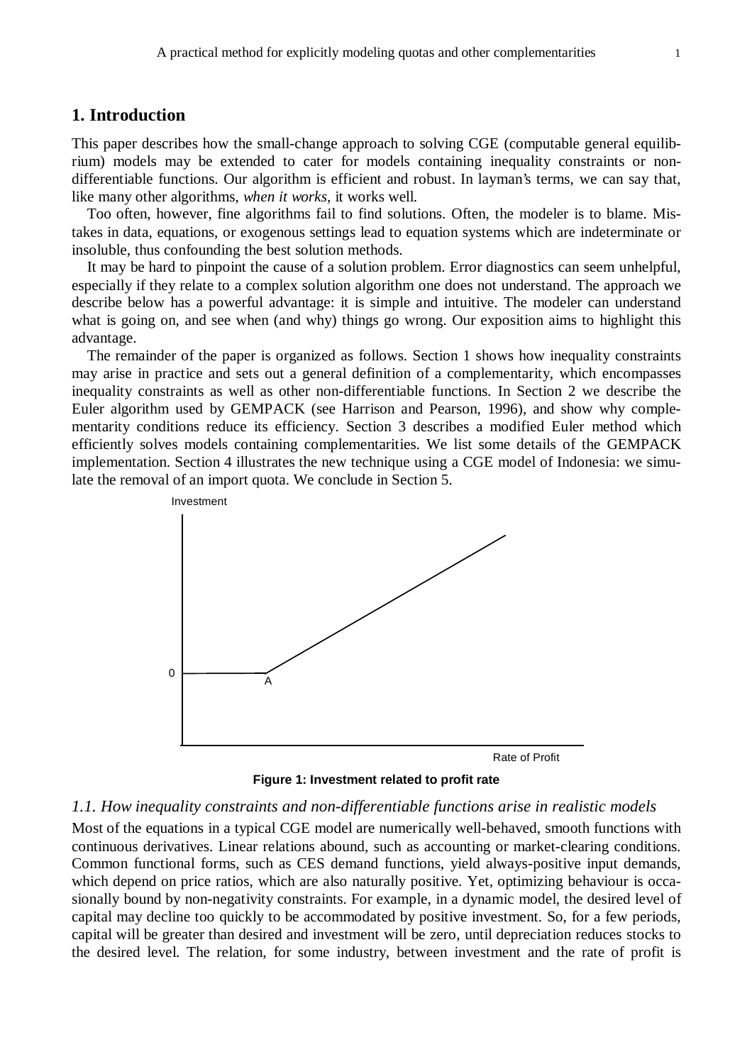## 1. Introduction

This paper describes how the small-change approach to solving CGE (computable general equilibrium) models may be extended to cater for models containing inequality constraints or non-differentiable functions. Our algorithm is efficient and robust. In layman's terms, we can say that, like many other algorithms, *when it works*, it works well.

Too often, however, fine algorithms fail to find solutions. Often, the modeler is to blame. Mistakes in data, equations, or exogenous settings lead to equation systems which are indeterminate or insoluble, thus confounding the best solution methods.

It may be hard to pinpoint the cause of a solution problem. Error diagnostics can seem unhelpful, especially if they relate to a complex solution algorithm one does not understand. The approach we describe below has a powerful advantage: it is simple and intuitive. The modeler can understand what is going on, and see when (and why) things go wrong. Our exposition aims to highlight this advantage.

The remainder of the paper is organized as follows. Section 1 shows how inequality constraints may arise in practice and sets out a general definition of a complementarity, which encompasses inequality constraints as well as other non-differentiable functions. In Section 2 we describe the Euler algorithm used by GEMPACK (see Harrison and Pearson, 1996), and show why complementarity conditions reduce its efficiency. Section 3 describes a modified Euler method which efficiently solves models containing complementarities. We list some details of the GEMPACK implementation. Section 4 illustrates the new technique using a CGE model of Indonesia: we simulate the removal of an import quota. We conclude in Section 5.

**Figure 1: Investment related to profit rate**

### 1.1. How inequality constraints and non-differentiable functions arise in realistic models

Most of the equations in a typical CGE model are numerically well-behaved, smooth functions with continuous derivatives. Linear relations abound, such as accounting or market-clearing conditions. Common functional forms, such as CES demand functions, yield always-positive input demands, which depend on price ratios, which are also naturally positive. Yet, optimizing behaviour is occasionally bound by non-negativity constraints. For example, in a dynamic model, the desired level of capital may decline too quickly to be accommodated by positive investment. So, for a few periods, capital will be greater than desired and investment will be zero, until depreciation reduces stocks to the desired level. The relation, for some industry, between investment and the rate of profit is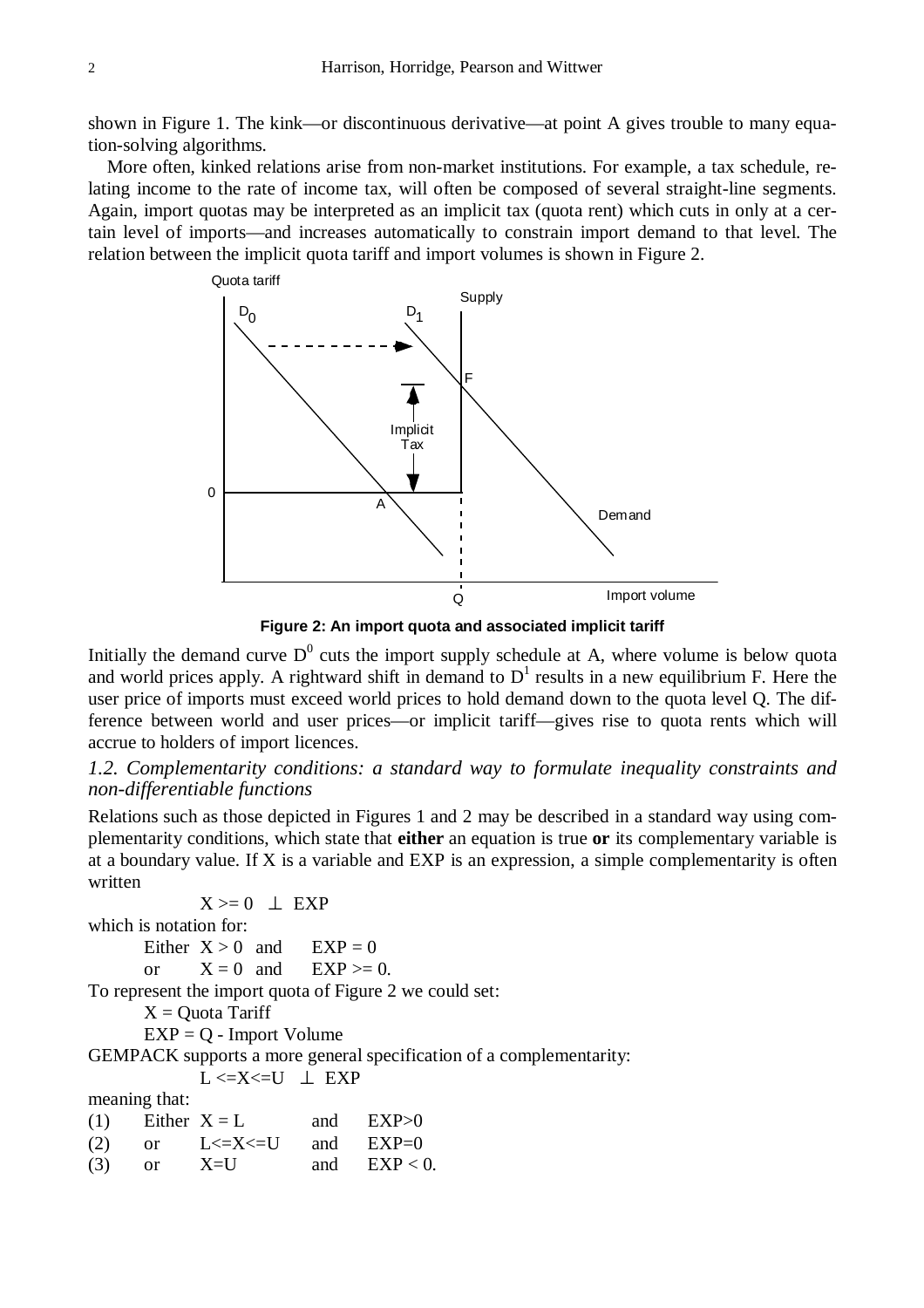shown in Figure 1. The kink—or discontinuous derivative—at point A gives trouble to many equation-solving algorithms.

More often, kinked relations arise from non-market institutions. For example, a tax schedule, relating income to the rate of income tax, will often be composed of several straight-line segments. Again, import quotas may be interpreted as an implicit tax (quota rent) which cuts in only at a certain level of imports—and increases automatically to constrain import demand to that level. The relation between the implicit quota tariff and import volumes is shown in Figure 2.

**Figure 2: An import quota and associated implicit tariff**

Initially the demand curve $D^0$ cuts the import supply schedule at A, where volume is below quota and world prices apply. A rightward shift in demand to $D^1$ results in a new equilibrium F. Here the user price of imports must exceed world prices to hold demand down to the quota level Q. The difference between world and user prices—or implicit tariff—gives rise to quota rents which will accrue to holders of import licences.

### *1.2. Complementarity conditions: a standard way to formulate inequality constraints and non-differentiable functions*

Relations such as those depicted in Figures 1 and 2 may be described in a standard way using complementarity conditions, which state that **either** an equation is true **or** its complementary variable is at a boundary value. If X is a variable and EXP is an expression, a simple complementarity is often written

X >= 0 ⊥ EXP

which is notation for:

Either X > 0 and EXP = 0

or X = 0 and EXP >= 0.

To represent the import quota of Figure 2 we could set:

X = Quota Tariff

EXP = Q - Import Volume

GEMPACK supports a more general specification of a complementarity:

L <=X<=U ⊥ EXP

meaning that:

| | | | | |
|---|---|---|---|---|
| (1) | Either | X = L | and | EXP>0 |
| (2) | or | L<=X<=U | and | EXP=0 |
| (3) | or | X=U | and | EXP < 0. |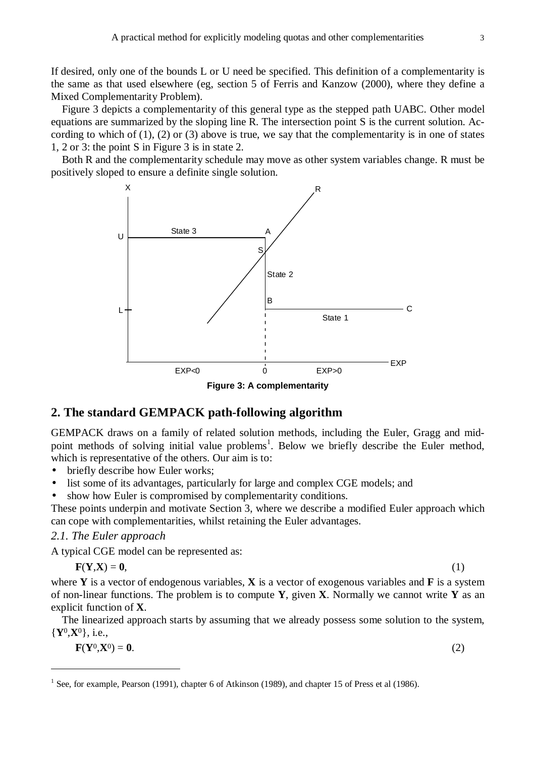If desired, only one of the bounds L or U need be specified. This definition of a complementarity is the same as that used elsewhere (eg, section 5 of Ferris and Kanzow (2000), where they define a Mixed Complementarity Problem).

Figure 3 depicts a complementarity of this general type as the stepped path UABC. Other model equations are summarized by the sloping line R. The intersection point S is the current solution. According to which of (1), (2) or (3) above is true, we say that the complementarity is in one of states 1, 2 or 3: the point S in Figure 3 is in state 2.

Both R and the complementarity schedule may move as other system variables change. R must be positively sloped to ensure a definite single solution.

**Figure 3: A complementarity**

## 2. The standard GEMPACK path-following algorithm

GEMPACK draws on a family of related solution methods, including the Euler, Gragg and midpoint methods of solving initial value problems[1]. Below we briefly describe the Euler method, which is representative of the others. Our aim is to:

- briefly describe how Euler works;
- list some of its advantages, particularly for large and complex CGE models; and
- show how Euler is compromised by complementarity conditions.

These points underpin and motivate Section 3, where we describe a modified Euler approach which can cope with complementarities, whilst retaining the Euler advantages.

### *2.1. The Euler approach*

A typical CGE model can be represented as:

$$\mathbf{F}(\mathbf{Y},\mathbf{X}) = \mathbf{0}, \tag{1}$$

where $\mathbf{Y}$ is a vector of endogenous variables, $\mathbf{X}$ is a vector of exogenous variables and $\mathbf{F}$ is a system of non-linear functions. The problem is to compute $\mathbf{Y}$, given $\mathbf{X}$. Normally we cannot write $\mathbf{Y}$ as an explicit function of $\mathbf{X}$.

The linearized approach starts by assuming that we already possess some solution to the system, $\{\mathbf{Y}^0,\mathbf{X}^0\}$, i.e.,

$$\mathbf{F}(\mathbf{Y}^0,\mathbf{X}^0) = \mathbf{0}. \tag{2}$$

[1] See, for example, Pearson (1991), chapter 6 of Atkinson (1989), and chapter 15 of Press et al (1986).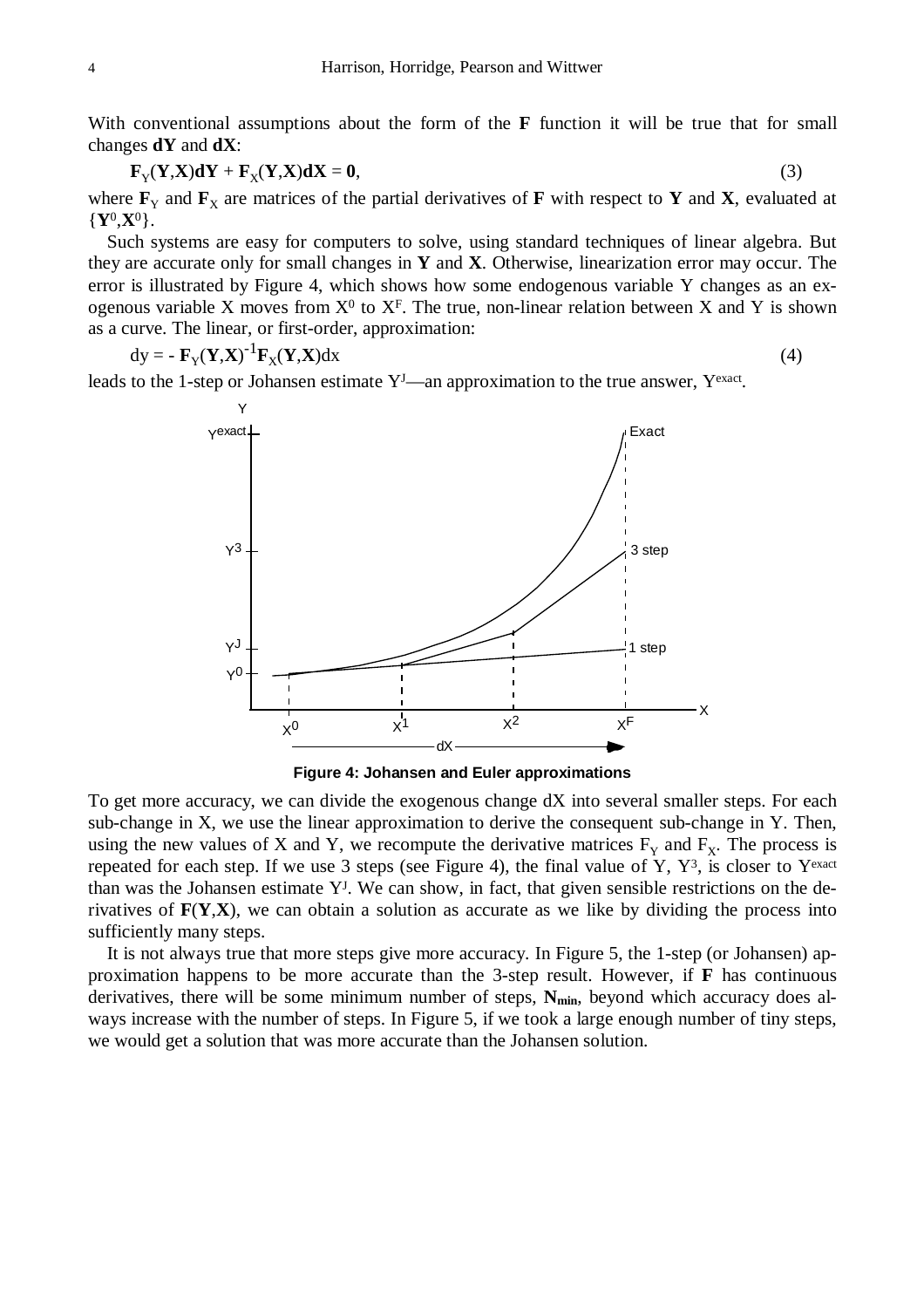With conventional assumptions about the form of the **F** function it will be true that for small changes **dY** and **dX**:

$$\mathbf{F}_Y(\mathbf{Y},\mathbf{X})\mathbf{dY} + \mathbf{F}_X(\mathbf{Y},\mathbf{X})\mathbf{dX} = \mathbf{0}, \tag{3}$$

where $\mathbf{F}_Y$ and $\mathbf{F}_X$ are matrices of the partial derivatives of **F** with respect to **Y** and **X**, evaluated at $\{\mathbf{Y}^0,\mathbf{X}^0\}$.

Such systems are easy for computers to solve, using standard techniques of linear algebra. But they are accurate only for small changes in **Y** and **X**. Otherwise, linearization error may occur. The error is illustrated by Figure 4, which shows how some endogenous variable Y changes as an exogenous variable X moves from $X^0$ to $X^F$. The true, non-linear relation between X and Y is shown as a curve. The linear, or first-order, approximation:

$$\mathrm{dy} = -\,\mathbf{F}_Y(\mathbf{Y},\mathbf{X})^{-1}\mathbf{F}_X(\mathbf{Y},\mathbf{X})\mathrm{dx} \tag{4}$$

leads to the 1-step or Johansen estimate $Y^J$—an approximation to the true answer, $Y^{exact}$.

**Figure 4: Johansen and Euler approximations**

To get more accuracy, we can divide the exogenous change dX into several smaller steps. For each sub-change in X, we use the linear approximation to derive the consequent sub-change in Y. Then, using the new values of X and Y, we recompute the derivative matrices $F_Y$ and $F_X$. The process is repeated for each step. If we use 3 steps (see Figure 4), the final value of Y, $Y^3$, is closer to $Y^{exact}$ than was the Johansen estimate $Y^J$. We can show, in fact, that given sensible restrictions on the derivatives of $\mathbf{F}(\mathbf{Y},\mathbf{X})$, we can obtain a solution as accurate as we like by dividing the process into sufficiently many steps.

It is not always true that more steps give more accuracy. In Figure 5, the 1-step (or Johansen) approximation happens to be more accurate than the 3-step result. However, if **F** has continuous derivatives, there will be some minimum number of steps, $\mathbf{N_{min}}$, beyond which accuracy does always increase with the number of steps. In Figure 5, if we took a large enough number of tiny steps, we would get a solution that was more accurate than the Johansen solution.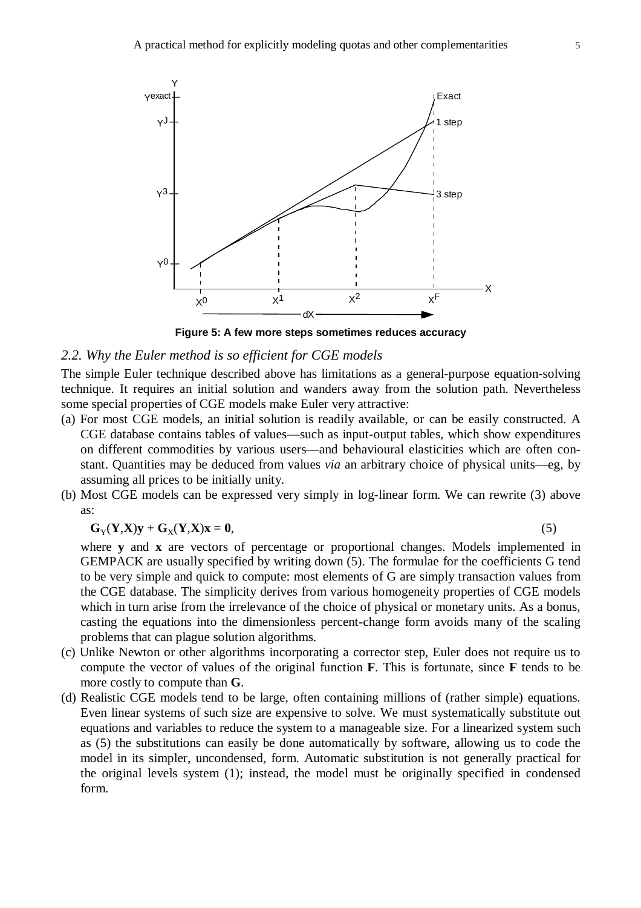**Figure 5: A few more steps sometimes reduces accuracy**

## *2.2. Why the Euler method is so efficient for CGE models*

The simple Euler technique described above has limitations as a general-purpose equation-solving technique. It requires an initial solution and wanders away from the solution path. Nevertheless some special properties of CGE models make Euler very attractive:

(a) For most CGE models, an initial solution is readily available, or can be easily constructed. A CGE database contains tables of values—such as input-output tables, which show expenditures on different commodities by various users—and behavioural elasticities which are often constant. Quantities may be deduced from values *via* an arbitrary choice of physical units—eg, by assuming all prices to be initially unity.

(b) Most CGE models can be expressed very simply in log-linear form. We can rewrite (3) above as:

$$\mathbf{G}_Y(\mathbf{Y},\mathbf{X})\mathbf{y} + \mathbf{G}_X(\mathbf{Y},\mathbf{X})\mathbf{x} = \mathbf{0}, \tag{5}$$

where $\mathbf{y}$ and $\mathbf{x}$ are vectors of percentage or proportional changes. Models implemented in GEMPACK are usually specified by writing down (5). The formulae for the coefficients G tend to be very simple and quick to compute: most elements of G are simply transaction values from the CGE database. The simplicity derives from various homogeneity properties of CGE models which in turn arise from the irrelevance of the choice of physical or monetary units. As a bonus, casting the equations into the dimensionless percent-change form avoids many of the scaling problems that can plague solution algorithms.

(c) Unlike Newton or other algorithms incorporating a corrector step, Euler does not require us to compute the vector of values of the original function $\mathbf{F}$. This is fortunate, since $\mathbf{F}$ tends to be more costly to compute than $\mathbf{G}$.

(d) Realistic CGE models tend to be large, often containing millions of (rather simple) equations. Even linear systems of such size are expensive to solve. We must systematically substitute out equations and variables to reduce the system to a manageable size. For a linearized system such as (5) the substitutions can easily be done automatically by software, allowing us to code the model in its simpler, uncondensed, form. Automatic substitution is not generally practical for the original levels system (1); instead, the model must be originally specified in condensed form.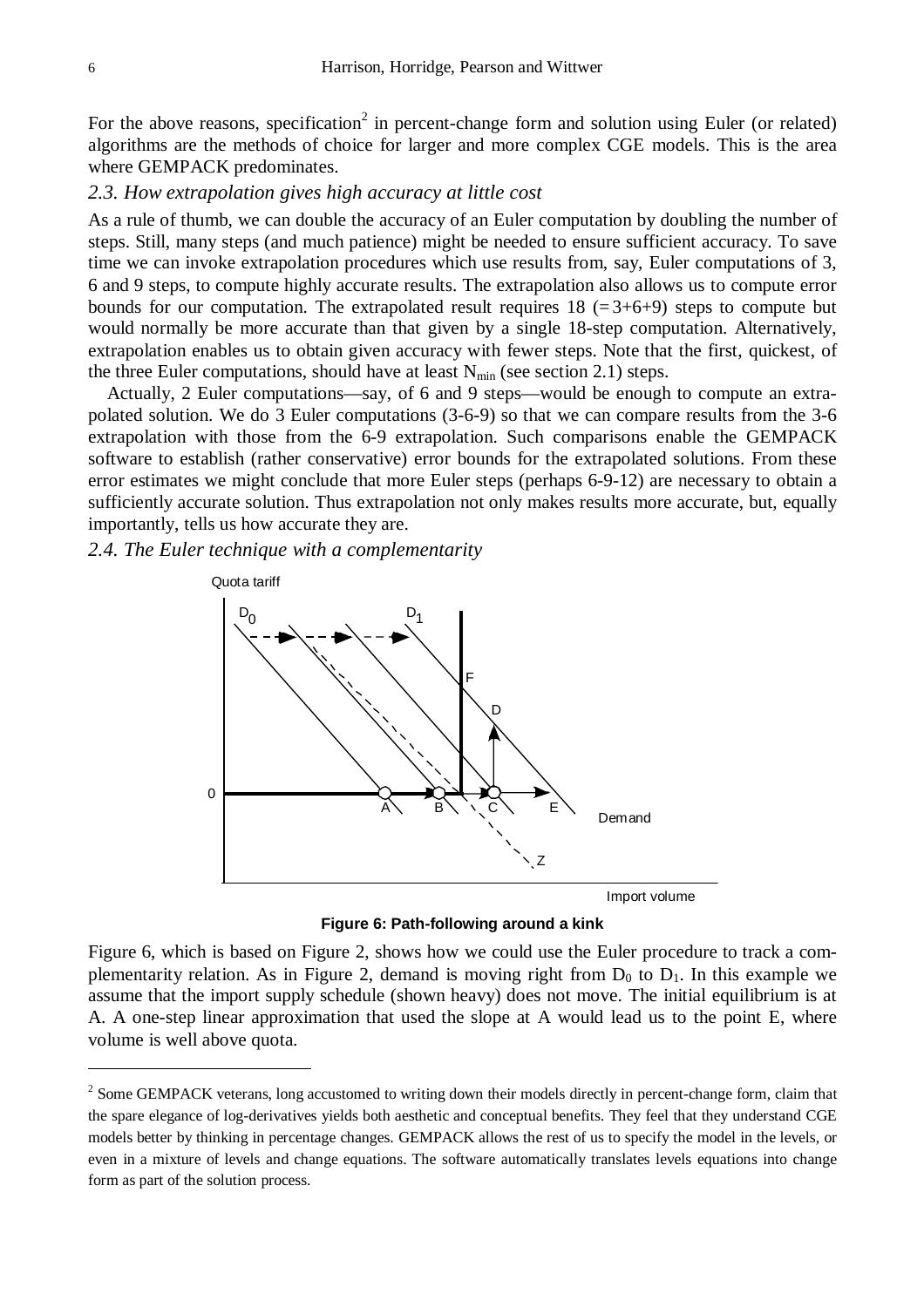For the above reasons, specification[2] in percent-change form and solution using Euler (or related) algorithms are the methods of choice for larger and more complex CGE models. This is the area where GEMPACK predominates.

### *2.3. How extrapolation gives high accuracy at little cost*

As a rule of thumb, we can double the accuracy of an Euler computation by doubling the number of steps. Still, many steps (and much patience) might be needed to ensure sufficient accuracy. To save time we can invoke extrapolation procedures which use results from, say, Euler computations of 3, 6 and 9 steps, to compute highly accurate results. The extrapolation also allows us to compute error bounds for our computation. The extrapolated result requires 18 (= 3+6+9) steps to compute but would normally be more accurate than that given by a single 18-step computation. Alternatively, extrapolation enables us to obtain given accuracy with fewer steps. Note that the first, quickest, of the three Euler computations, should have at least $N_{min}$ (see section 2.1) steps.

Actually, 2 Euler computations—say, of 6 and 9 steps—would be enough to compute an extrapolated solution. We do 3 Euler computations (3-6-9) so that we can compare results from the 3-6 extrapolation with those from the 6-9 extrapolation. Such comparisons enable the GEMPACK software to establish (rather conservative) error bounds for the extrapolated solutions. From these error estimates we might conclude that more Euler steps (perhaps 6-9-12) are necessary to obtain a sufficiently accurate solution. Thus extrapolation not only makes results more accurate, but, equally importantly, tells us how accurate they are.

### *2.4. The Euler technique with a complementarity*

**Figure 6: Path-following around a kink**

Figure 6, which is based on Figure 2, shows how we could use the Euler procedure to track a complementarity relation. As in Figure 2, demand is moving right from $D_0$ to $D_1$. In this example we assume that the import supply schedule (shown heavy) does not move. The initial equilibrium is at A. A one-step linear approximation that used the slope at A would lead us to the point E, where volume is well above quota.

[2] Some GEMPACK veterans, long accustomed to writing down their models directly in percent-change form, claim that the spare elegance of log-derivatives yields both aesthetic and conceptual benefits. They feel that they understand CGE models better by thinking in percentage changes. GEMPACK allows the rest of us to specify the model in the levels, or even in a mixture of levels and change equations. The software automatically translates levels equations into change form as part of the solution process.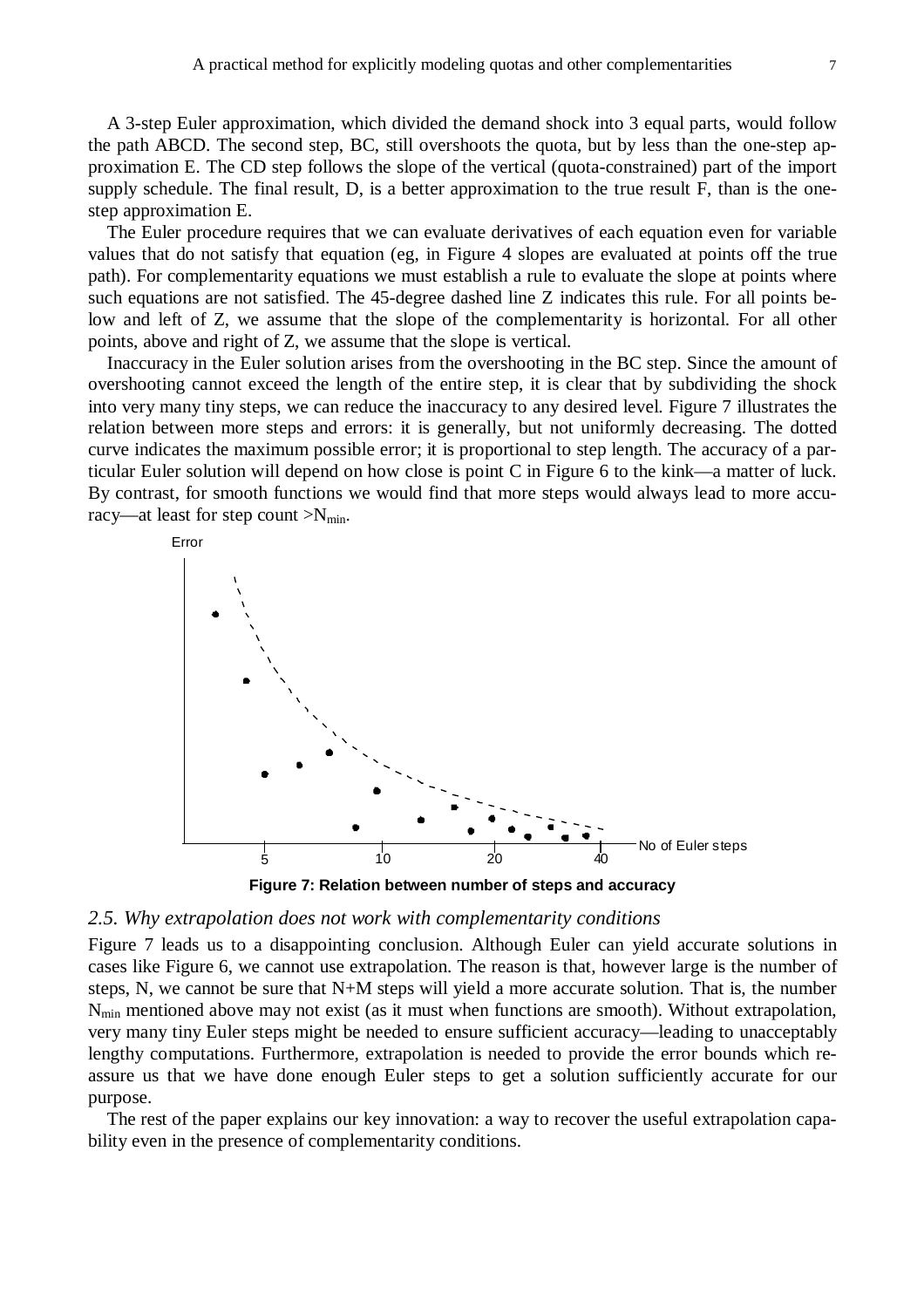A 3-step Euler approximation, which divided the demand shock into 3 equal parts, would follow the path ABCD. The second step, BC, still overshoots the quota, but by less than the one-step approximation E. The CD step follows the slope of the vertical (quota-constrained) part of the import supply schedule. The final result, D, is a better approximation to the true result F, than is the one-step approximation E.

The Euler procedure requires that we can evaluate derivatives of each equation even for variable values that do not satisfy that equation (eg, in Figure 4 slopes are evaluated at points off the true path). For complementarity equations we must establish a rule to evaluate the slope at points where such equations are not satisfied. The 45-degree dashed line Z indicates this rule. For all points below and left of Z, we assume that the slope of the complementarity is horizontal. For all other points, above and right of Z, we assume that the slope is vertical.

Inaccuracy in the Euler solution arises from the overshooting in the BC step. Since the amount of overshooting cannot exceed the length of the entire step, it is clear that by subdividing the shock into very many tiny steps, we can reduce the inaccuracy to any desired level. Figure 7 illustrates the relation between more steps and errors: it is generally, but not uniformly decreasing. The dotted curve indicates the maximum possible error; it is proportional to step length. The accuracy of a particular Euler solution will depend on how close is point C in Figure 6 to the kink—a matter of luck. By contrast, for smooth functions we would find that more steps would always lead to more accuracy—at least for step count $>N_{min}$.

**Figure 7: Relation between number of steps and accuracy**

## 2.5. *Why extrapolation does not work with complementarity conditions*

Figure 7 leads us to a disappointing conclusion. Although Euler can yield accurate solutions in cases like Figure 6, we cannot use extrapolation. The reason is that, however large is the number of steps, N, we cannot be sure that N+M steps will yield a more accurate solution. That is, the number $N_{min}$ mentioned above may not exist (as it must when functions are smooth). Without extrapolation, very many tiny Euler steps might be needed to ensure sufficient accuracy—leading to unacceptably lengthy computations. Furthermore, extrapolation is needed to provide the error bounds which reassure us that we have done enough Euler steps to get a solution sufficiently accurate for our purpose.

The rest of the paper explains our key innovation: a way to recover the useful extrapolation capability even in the presence of complementarity conditions.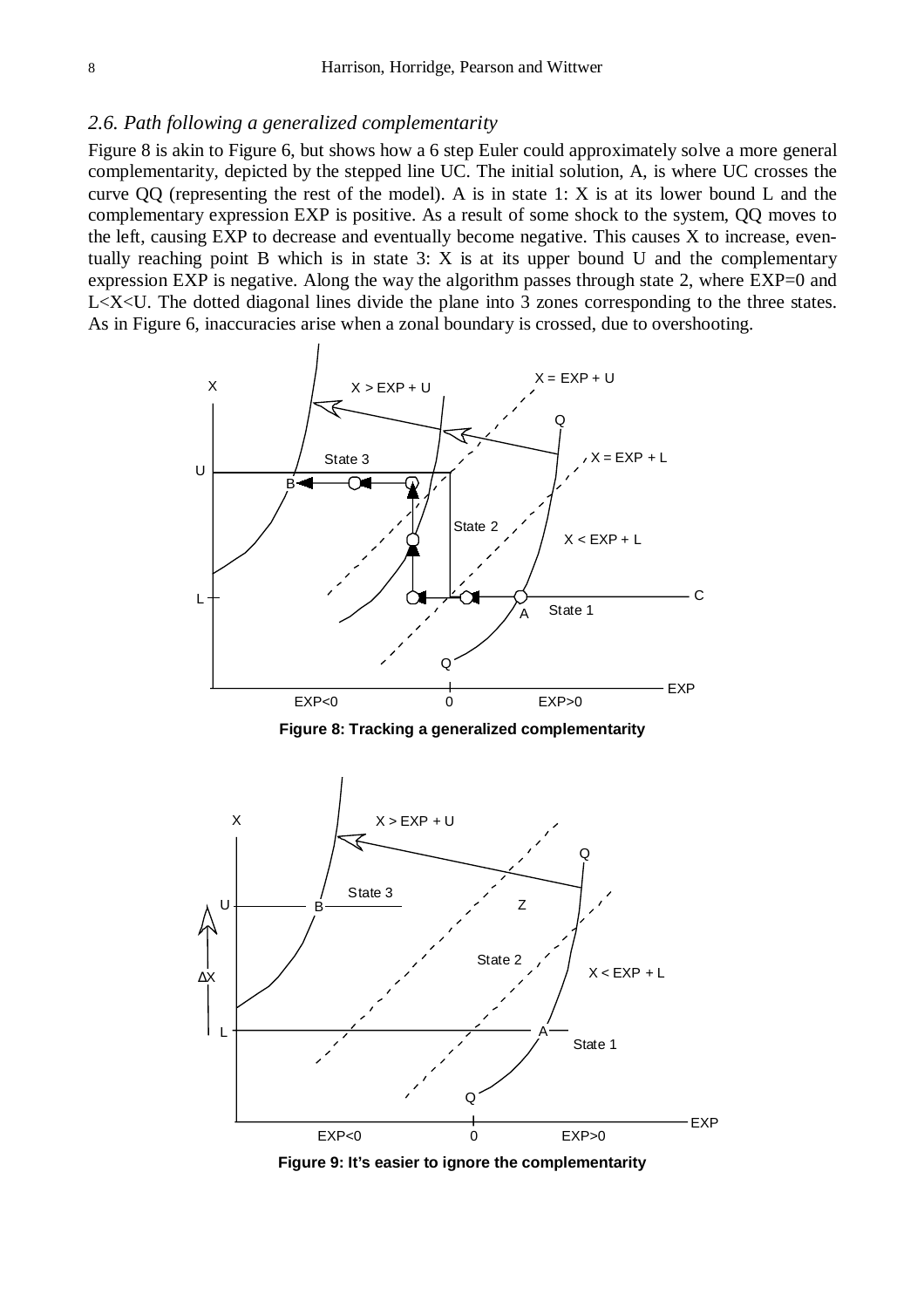### *2.6. Path following a generalized complementarity*

Figure 8 is akin to Figure 6, but shows how a 6 step Euler could approximately solve a more general complementarity, depicted by the stepped line UC. The initial solution, A, is where UC crosses the curve QQ (representing the rest of the model). A is in state 1: X is at its lower bound L and the complementary expression EXP is positive. As a result of some shock to the system, QQ moves to the left, causing EXP to decrease and eventually become negative. This causes X to increase, eventually reaching point B which is in state 3: X is at its upper bound U and the complementary expression EXP is negative. Along the way the algorithm passes through state 2, where EXP=0 and L<X<U. The dotted diagonal lines divide the plane into 3 zones corresponding to the three states. As in Figure 6, inaccuracies arise when a zonal boundary is crossed, due to overshooting.

**Figure 8: Tracking a generalized complementarity**

**Figure 9: It's easier to ignore the complementarity**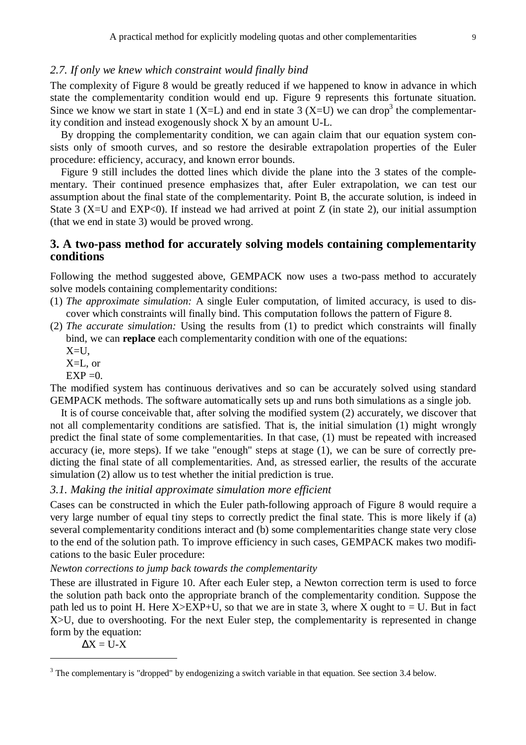### *2.7. If only we knew which constraint would finally bind*

The complexity of Figure 8 would be greatly reduced if we happened to know in advance in which state the complementarity condition would end up. Figure 9 represents this fortunate situation. Since we know we start in state 1 (X=L) and end in state 3 (X=U) we can drop[3] the complementarity condition and instead exogenously shock X by an amount U-L.

By dropping the complementarity condition, we can again claim that our equation system consists only of smooth curves, and so restore the desirable extrapolation properties of the Euler procedure: efficiency, accuracy, and known error bounds.

Figure 9 still includes the dotted lines which divide the plane into the 3 states of the complementary. Their continued presence emphasizes that, after Euler extrapolation, we can test our assumption about the final state of the complementarity. Point B, the accurate solution, is indeed in State 3 (X=U and EXP<0). If instead we had arrived at point Z (in state 2), our initial assumption (that we end in state 3) would be proved wrong.

## 3. A two-pass method for accurately solving models containing complementarity conditions

Following the method suggested above, GEMPACK now uses a two-pass method to accurately solve models containing complementarity conditions:

(1) *The approximate simulation:* A single Euler computation, of limited accuracy, is used to discover which constraints will finally bind. This computation follows the pattern of Figure 8.

(2) *The accurate simulation:* Using the results from (1) to predict which constraints will finally bind, we can **replace** each complementarity condition with one of the equations:
X=U,
X=L, or
EXP =0.

The modified system has continuous derivatives and so can be accurately solved using standard GEMPACK methods. The software automatically sets up and runs both simulations as a single job.

It is of course conceivable that, after solving the modified system (2) accurately, we discover that not all complementarity conditions are satisfied. That is, the initial simulation (1) might wrongly predict the final state of some complementarities. In that case, (1) must be repeated with increased accuracy (ie, more steps). If we take "enough" steps at stage (1), we can be sure of correctly predicting the final state of all complementarities. And, as stressed earlier, the results of the accurate simulation (2) allow us to test whether the initial prediction is true.

### *3.1. Making the initial approximate simulation more efficient*

Cases can be constructed in which the Euler path-following approach of Figure 8 would require a very large number of equal tiny steps to correctly predict the final state. This is more likely if (a) several complementarity conditions interact and (b) some complementarities change state very close to the end of the solution path. To improve efficiency in such cases, GEMPACK makes two modifications to the basic Euler procedure:

*Newton corrections to jump back towards the complementarity*

These are illustrated in Figure 10. After each Euler step, a Newton correction term is used to force the solution path back onto the appropriate branch of the complementarity condition. Suppose the path led us to point H. Here X>EXP+U, so that we are in state 3, where X ought to = U. But in fact X>U, due to overshooting. For the next Euler step, the complementarity is represented in change form by the equation:

$$\Delta X = U - X$$

[3] The complementary is "dropped" by endogenizing a switch variable in that equation. See section 3.4 below.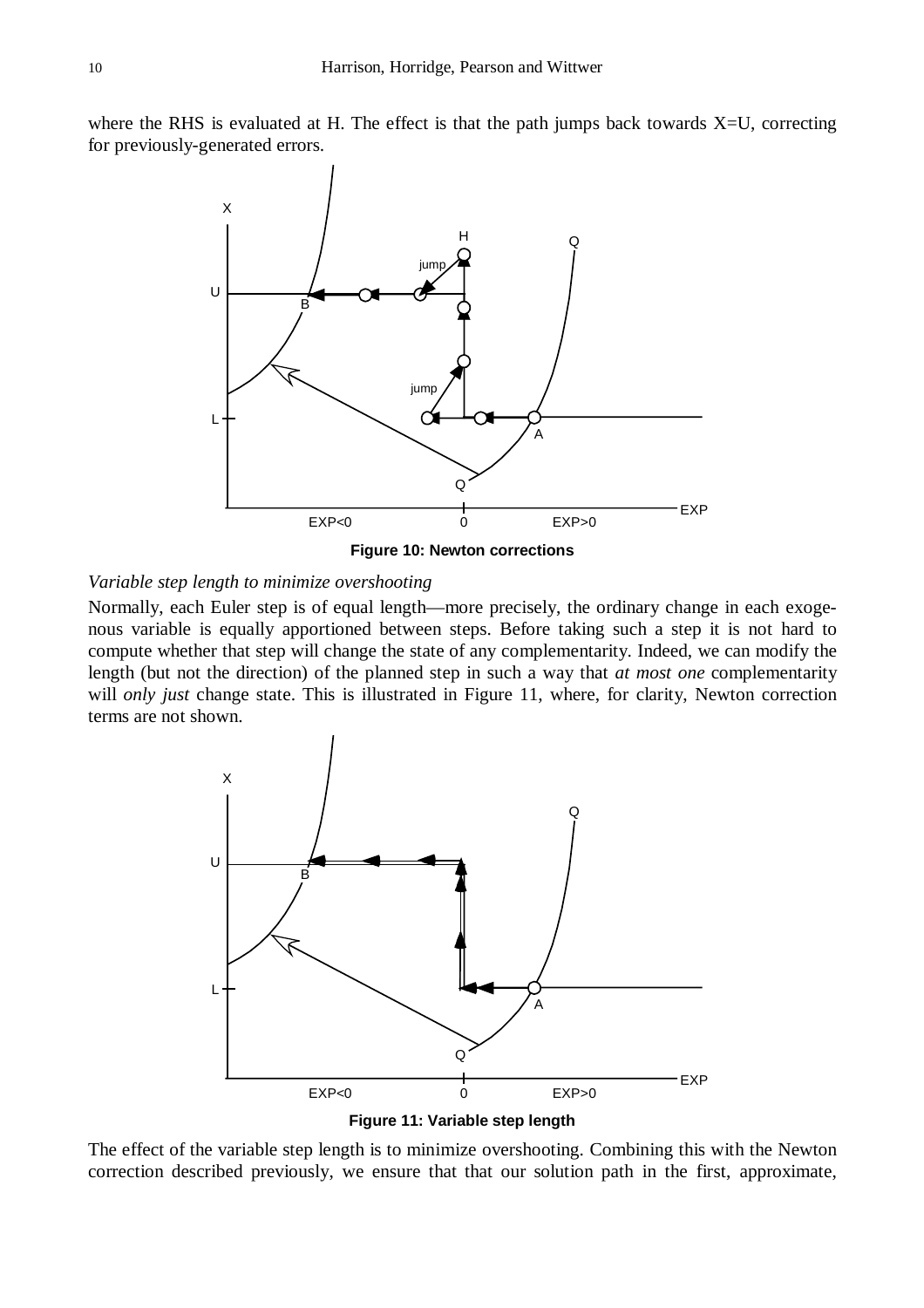where the RHS is evaluated at H. The effect is that the path jumps back towards X=U, correcting for previously-generated errors.

**Figure 10: Newton corrections**

*Variable step length to minimize overshooting*

Normally, each Euler step is of equal length—more precisely, the ordinary change in each exogenous variable is equally apportioned between steps. Before taking such a step it is not hard to compute whether that step will change the state of any complementarity. Indeed, we can modify the length (but not the direction) of the planned step in such a way that *at most one* complementarity will *only just* change state. This is illustrated in Figure 11, where, for clarity, Newton correction terms are not shown.

**Figure 11: Variable step length**

The effect of the variable step length is to minimize overshooting. Combining this with the Newton correction described previously, we ensure that that our solution path in the first, approximate,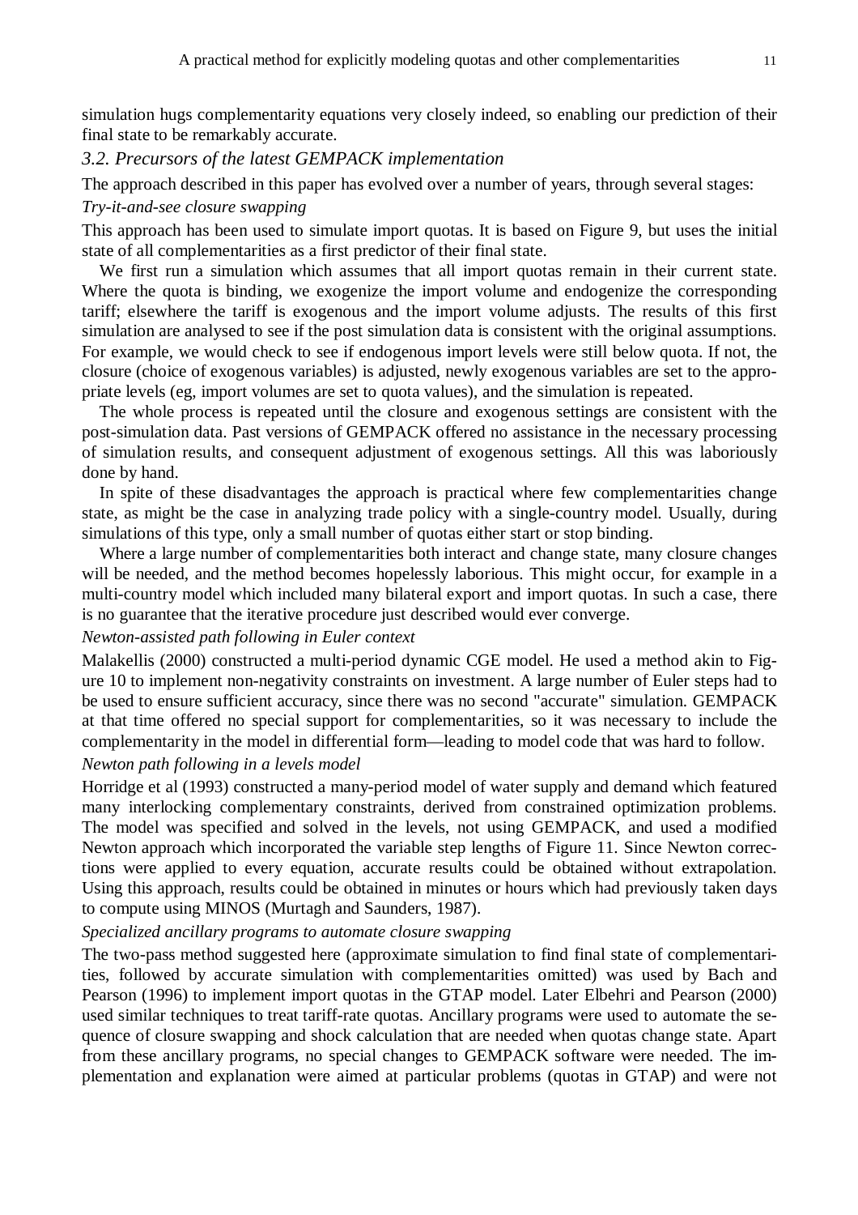simulation hugs complementarity equations very closely indeed, so enabling our prediction of their final state to be remarkably accurate.

### *3.2. Precursors of the latest GEMPACK implementation*

The approach described in this paper has evolved over a number of years, through several stages:

*Try-it-and-see closure swapping*

This approach has been used to simulate import quotas. It is based on Figure 9, but uses the initial state of all complementarities as a first predictor of their final state.

We first run a simulation which assumes that all import quotas remain in their current state. Where the quota is binding, we exogenize the import volume and endogenize the corresponding tariff; elsewhere the tariff is exogenous and the import volume adjusts. The results of this first simulation are analysed to see if the post simulation data is consistent with the original assumptions. For example, we would check to see if endogenous import levels were still below quota. If not, the closure (choice of exogenous variables) is adjusted, newly exogenous variables are set to the appropriate levels (eg, import volumes are set to quota values), and the simulation is repeated.

The whole process is repeated until the closure and exogenous settings are consistent with the post-simulation data. Past versions of GEMPACK offered no assistance in the necessary processing of simulation results, and consequent adjustment of exogenous settings. All this was laboriously done by hand.

In spite of these disadvantages the approach is practical where few complementarities change state, as might be the case in analyzing trade policy with a single-country model. Usually, during simulations of this type, only a small number of quotas either start or stop binding.

Where a large number of complementarities both interact and change state, many closure changes will be needed, and the method becomes hopelessly laborious. This might occur, for example in a multi-country model which included many bilateral export and import quotas. In such a case, there is no guarantee that the iterative procedure just described would ever converge.

*Newton-assisted path following in Euler context*

Malakellis (2000) constructed a multi-period dynamic CGE model. He used a method akin to Figure 10 to implement non-negativity constraints on investment. A large number of Euler steps had to be used to ensure sufficient accuracy, since there was no second "accurate" simulation. GEMPACK at that time offered no special support for complementarities, so it was necessary to include the complementarity in the model in differential form—leading to model code that was hard to follow.

*Newton path following in a levels model*

Horridge et al (1993) constructed a many-period model of water supply and demand which featured many interlocking complementary constraints, derived from constrained optimization problems. The model was specified and solved in the levels, not using GEMPACK, and used a modified Newton approach which incorporated the variable step lengths of Figure 11. Since Newton corrections were applied to every equation, accurate results could be obtained without extrapolation. Using this approach, results could be obtained in minutes or hours which had previously taken days to compute using MINOS (Murtagh and Saunders, 1987).

*Specialized ancillary programs to automate closure swapping*

The two-pass method suggested here (approximate simulation to find final state of complementarities, followed by accurate simulation with complementarities omitted) was used by Bach and Pearson (1996) to implement import quotas in the GTAP model. Later Elbehri and Pearson (2000) used similar techniques to treat tariff-rate quotas. Ancillary programs were used to automate the sequence of closure swapping and shock calculation that are needed when quotas change state. Apart from these ancillary programs, no special changes to GEMPACK software were needed. The implementation and explanation were aimed at particular problems (quotas in GTAP) and were not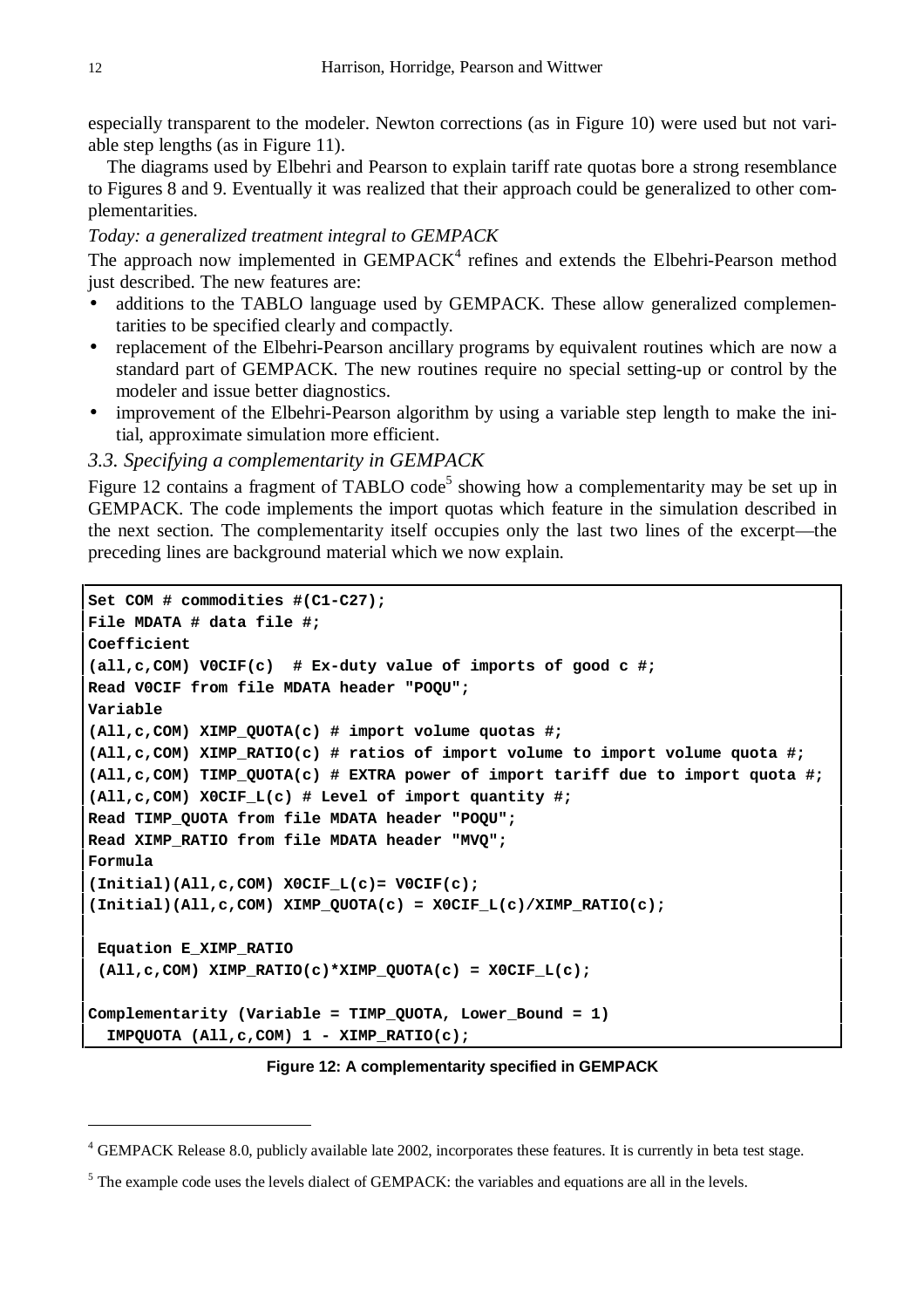especially transparent to the modeler. Newton corrections (as in Figure 10) were used but not variable step lengths (as in Figure 11).

The diagrams used by Elbehri and Pearson to explain tariff rate quotas bore a strong resemblance to Figures 8 and 9. Eventually it was realized that their approach could be generalized to other complementarities.

*Today: a generalized treatment integral to GEMPACK*

The approach now implemented in GEMPACK[4] refines and extends the Elbehri-Pearson method just described. The new features are:

- additions to the TABLO language used by GEMPACK. These allow generalized complementarities to be specified clearly and compactly.
- replacement of the Elbehri-Pearson ancillary programs by equivalent routines which are now a standard part of GEMPACK. The new routines require no special setting-up or control by the modeler and issue better diagnostics.
- improvement of the Elbehri-Pearson algorithm by using a variable step length to make the initial, approximate simulation more efficient.

### *3.3. Specifying a complementarity in GEMPACK*

Figure 12 contains a fragment of TABLO code[5] showing how a complementarity may be set up in GEMPACK. The code implements the import quotas which feature in the simulation described in the next section. The complementarity itself occupies only the last two lines of the excerpt—the preceding lines are background material which we now explain.

```
Set COM # commodities #(C1-C27);
File MDATA # data file #;
Coefficient
(all,c,COM) V0CIF(c)  # Ex-duty value of imports of good c #;
Read V0CIF from file MDATA header "POQU";
Variable
(All,c,COM) XIMP_QUOTA(c) # import volume quotas #;
(All,c,COM) XIMP_RATIO(c) # ratios of import volume to import volume quota #;
(All,c,COM) TIMP_QUOTA(c) # EXTRA power of import tariff due to import quota #;
(All,c,COM) X0CIF_L(c) # Level of import quantity #;
Read TIMP_QUOTA from file MDATA header "POQU";
Read XIMP_RATIO from file MDATA header "MVQ";
Formula
(Initial)(All,c,COM) X0CIF_L(c)= V0CIF(c);
(Initial)(All,c,COM) XIMP_QUOTA(c) = X0CIF_L(c)/XIMP_RATIO(c);

 Equation E_XIMP_RATIO
 (All,c,COM) XIMP_RATIO(c)*XIMP_QUOTA(c) = X0CIF_L(c);

Complementarity (Variable = TIMP_QUOTA, Lower_Bound = 1)
  IMPQUOTA (All,c,COM) 1 - XIMP_RATIO(c);
```

**Figure 12: A complementarity specified in GEMPACK**

[4] GEMPACK Release 8.0, publicly available late 2002, incorporates these features. It is currently in beta test stage.

[5] The example code uses the levels dialect of GEMPACK: the variables and equations are all in the levels.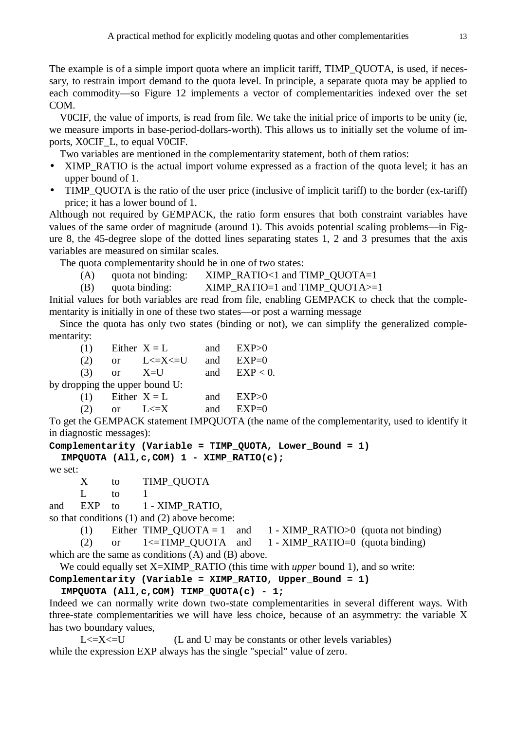The example is of a simple import quota where an implicit tariff, TIMP_QUOTA, is used, if necessary, to restrain import demand to the quota level. In principle, a separate quota may be applied to each commodity—so Figure 12 implements a vector of complementarities indexed over the set COM.

V0CIF, the value of imports, is read from file. We take the initial price of imports to be unity (ie, we measure imports in base-period-dollars-worth). This allows us to initially set the volume of imports, X0CIF_L, to equal V0CIF.

Two variables are mentioned in the complementarity statement, both of them ratios:

- XIMP_RATIO is the actual import volume expressed as a fraction of the quota level; it has an upper bound of 1.
- TIMP_QUOTA is the ratio of the user price (inclusive of implicit tariff) to the border (ex-tariff) price; it has a lower bound of 1.

Although not required by GEMPACK, the ratio form ensures that both constraint variables have values of the same order of magnitude (around 1). This avoids potential scaling problems—in Figure 8, the 45-degree slope of the dotted lines separating states 1, 2 and 3 presumes that the axis variables are measured on similar scales.

The quota complementarity should be in one of two states:

(A) quota not binding: XIMP_RATIO<1 and TIMP_QUOTA=1

(B) quota binding: XIMP_RATIO=1 and TIMP_QUOTA>=1

Initial values for both variables are read from file, enabling GEMPACK to check that the complementarity is initially in one of these two states—or post a warning message

Since the quota has only two states (binding or not), we can simplify the generalized complementarity:

(1) Either X = L and EXP>0

(2) or L<=X<=U and EXP=0

(3) or X=U and EXP < 0.

by dropping the upper bound U:

(1) Either X = L and EXP>0

(2) or L<=X and EXP=0

To get the GEMPACK statement IMPQUOTA (the name of the complementarity, used to identify it in diagnostic messages):

```
Complementarity (Variable = TIMP_QUOTA, Lower_Bound = 1)
  IMPQUOTA (All,c,COM) 1 - XIMP_RATIO(c);
```

we set:

X to TIMP_QUOTA

L to 1

and EXP to 1 - XIMP_RATIO,

so that conditions (1) and (2) above become:

(1) Either TIMP_QUOTA = 1 and 1 - XIMP_RATIO>0 (quota not binding)

(2) or 1<=TIMP_QUOTA and 1 - XIMP_RATIO=0 (quota binding)

which are the same as conditions (A) and (B) above.

We could equally set X=XIMP_RATIO (this time with *upper* bound 1), and so write:

```
Complementarity (Variable = XIMP_RATIO, Upper_Bound = 1)
  IMPQUOTA (All,c,COM) TIMP_QUOTA(c) - 1;
```

Indeed we can normally write down two-state complementarities in several different ways. With three-state complementarities we will have less choice, because of an asymmetry: the variable X has two boundary values,

L<=X<=U (L and U may be constants or other levels variables)

while the expression EXP always has the single "special" value of zero.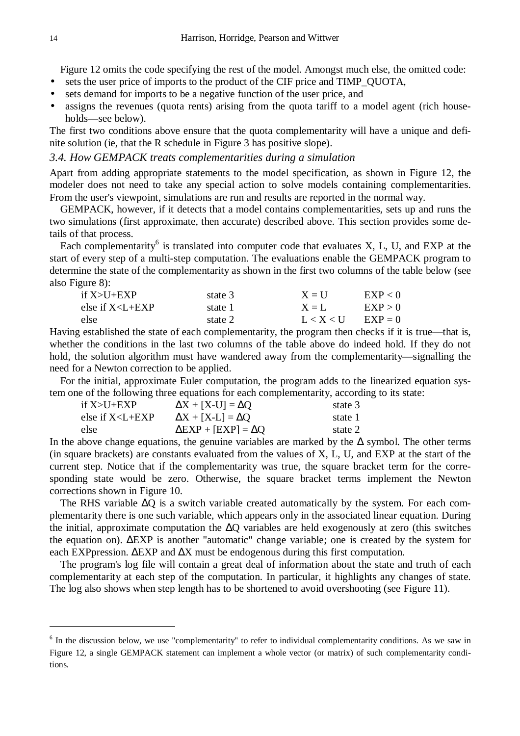Figure 12 omits the code specifying the rest of the model. Amongst much else, the omitted code:

- sets the user price of imports to the product of the CIF price and TIMP_QUOTA,
- sets demand for imports to be a negative function of the user price, and
- assigns the revenues (quota rents) arising from the quota tariff to a model agent (rich households—see below).

The first two conditions above ensure that the quota complementarity will have a unique and definite solution (ie, that the R schedule in Figure 3 has positive slope).

### *3.4. How GEMPACK treats complementarities during a simulation*

Apart from adding appropriate statements to the model specification, as shown in Figure 12, the modeler does not need to take any special action to solve models containing complementarities. From the user's viewpoint, simulations are run and results are reported in the normal way.

GEMPACK, however, if it detects that a model contains complementarities, sets up and runs the two simulations (first approximate, then accurate) described above. This section provides some details of that process.

Each complementarity[6] is translated into computer code that evaluates X, L, U, and EXP at the start of every step of a multi-step computation. The evaluations enable the GEMPACK program to determine the state of the complementarity as shown in the first two columns of the table below (see also Figure 8):

| | | | |
|---|---|---|---|
| if X>U+EXP | state 3 | X = U | EXP < 0 |
| else if X<L+EXP | state 1 | X = L | EXP > 0 |
| else | state 2 | L < X < U | EXP = 0 |

Having established the state of each complementarity, the program then checks if it is true—that is, whether the conditions in the last two columns of the table above do indeed hold. If they do not hold, the solution algorithm must have wandered away from the complementarity—signalling the need for a Newton correction to be applied.

For the initial, approximate Euler computation, the program adds to the linearized equation system one of the following three equations for each complementarity, according to its state:

| | | |
|---|---|---|
| if X>U+EXP | $\Delta X + [X\text{-}U] = \Delta Q$ | state 3 |
| else if X<L+EXP | $\Delta X + [X\text{-}L] = \Delta Q$ | state 1 |
| else | $\Delta EXP + [EXP] = \Delta Q$ | state 2 |

In the above change equations, the genuine variables are marked by the $\Delta$ symbol. The other terms (in square brackets) are constants evaluated from the values of X, L, U, and EXP at the start of the current step. Notice that if the complementarity was true, the square bracket term for the corresponding state would be zero. Otherwise, the square bracket terms implement the Newton corrections shown in Figure 10.

The RHS variable $\Delta Q$ is a switch variable created automatically by the system. For each complementarity there is one such variable, which appears only in the associated linear equation. During the initial, approximate computation the $\Delta Q$ variables are held exogenously at zero (this switches the equation on). $\Delta EXP$ is another "automatic" change variable; one is created by the system for each EXPpression. $\Delta EXP$ and $\Delta X$ must be endogenous during this first computation.

The program's log file will contain a great deal of information about the state and truth of each complementarity at each step of the computation. In particular, it highlights any changes of state. The log also shows when step length has to be shortened to avoid overshooting (see Figure 11).

---

[6] In the discussion below, we use "complementarity" to refer to individual complementarity conditions. As we saw in Figure 12, a single GEMPACK statement can implement a whole vector (or matrix) of such complementarity conditions.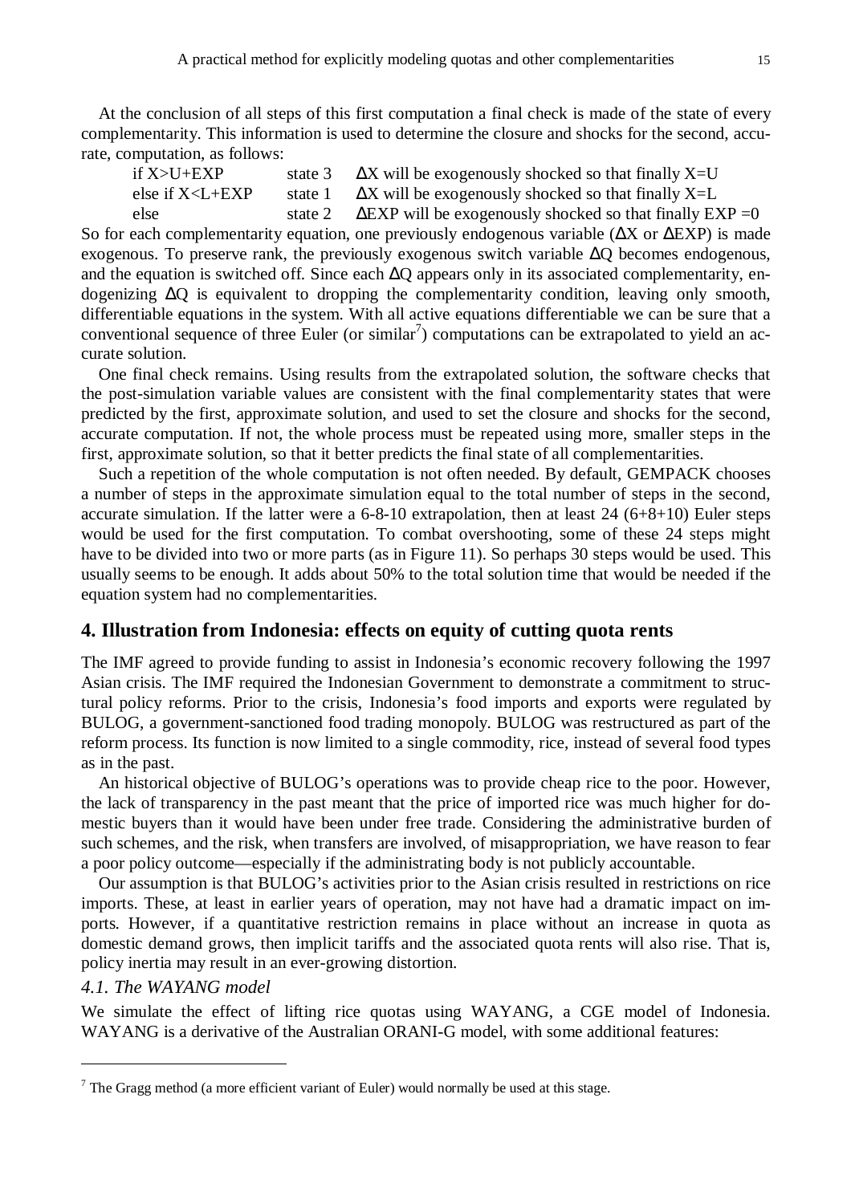At the conclusion of all steps of this first computation a final check is made of the state of every complementarity. This information is used to determine the closure and shocks for the second, accurate, computation, as follows:

| | | |
|---|---|---|
| if $X>U+EXP$ | state 3 | $\Delta X$ will be exogenously shocked so that finally $X=U$ |
| else if $X<L+EXP$ | state 1 | $\Delta X$ will be exogenously shocked so that finally $X=L$ |
| else | state 2 | $\Delta EXP$ will be exogenously shocked so that finally $EXP=0$ |

So for each complementarity equation, one previously endogenous variable ($\Delta X$ or $\Delta EXP$) is made exogenous. To preserve rank, the previously exogenous switch variable $\Delta Q$ becomes endogenous, and the equation is switched off. Since each $\Delta Q$ appears only in its associated complementarity, endogenizing $\Delta Q$ is equivalent to dropping the complementarity condition, leaving only smooth, differentiable equations in the system. With all active equations differentiable we can be sure that a conventional sequence of three Euler (or similar[7]) computations can be extrapolated to yield an accurate solution.

One final check remains. Using results from the extrapolated solution, the software checks that the post-simulation variable values are consistent with the final complementarity states that were predicted by the first, approximate solution, and used to set the closure and shocks for the second, accurate computation. If not, the whole process must be repeated using more, smaller steps in the first, approximate solution, so that it better predicts the final state of all complementarities.

Such a repetition of the whole computation is not often needed. By default, GEMPACK chooses a number of steps in the approximate simulation equal to the total number of steps in the second, accurate simulation. If the latter were a 6-8-10 extrapolation, then at least 24 (6+8+10) Euler steps would be used for the first computation. To combat overshooting, some of these 24 steps might have to be divided into two or more parts (as in Figure 11). So perhaps 30 steps would be used. This usually seems to be enough. It adds about 50% to the total solution time that would be needed if the equation system had no complementarities.

## 4. Illustration from Indonesia: effects on equity of cutting quota rents

The IMF agreed to provide funding to assist in Indonesia's economic recovery following the 1997 Asian crisis. The IMF required the Indonesian Government to demonstrate a commitment to structural policy reforms. Prior to the crisis, Indonesia's food imports and exports were regulated by BULOG, a government-sanctioned food trading monopoly. BULOG was restructured as part of the reform process. Its function is now limited to a single commodity, rice, instead of several food types as in the past.

An historical objective of BULOG's operations was to provide cheap rice to the poor. However, the lack of transparency in the past meant that the price of imported rice was much higher for domestic buyers than it would have been under free trade. Considering the administrative burden of such schemes, and the risk, when transfers are involved, of misappropriation, we have reason to fear a poor policy outcome—especially if the administrating body is not publicly accountable.

Our assumption is that BULOG's activities prior to the Asian crisis resulted in restrictions on rice imports. These, at least in earlier years of operation, may not have had a dramatic impact on imports. However, if a quantitative restriction remains in place without an increase in quota as domestic demand grows, then implicit tariffs and the associated quota rents will also rise. That is, policy inertia may result in an ever-growing distortion.

### *4.1. The WAYANG model*

We simulate the effect of lifting rice quotas using WAYANG, a CGE model of Indonesia. WAYANG is a derivative of the Australian ORANI-G model, with some additional features:

---

[7] The Gragg method (a more efficient variant of Euler) would normally be used at this stage.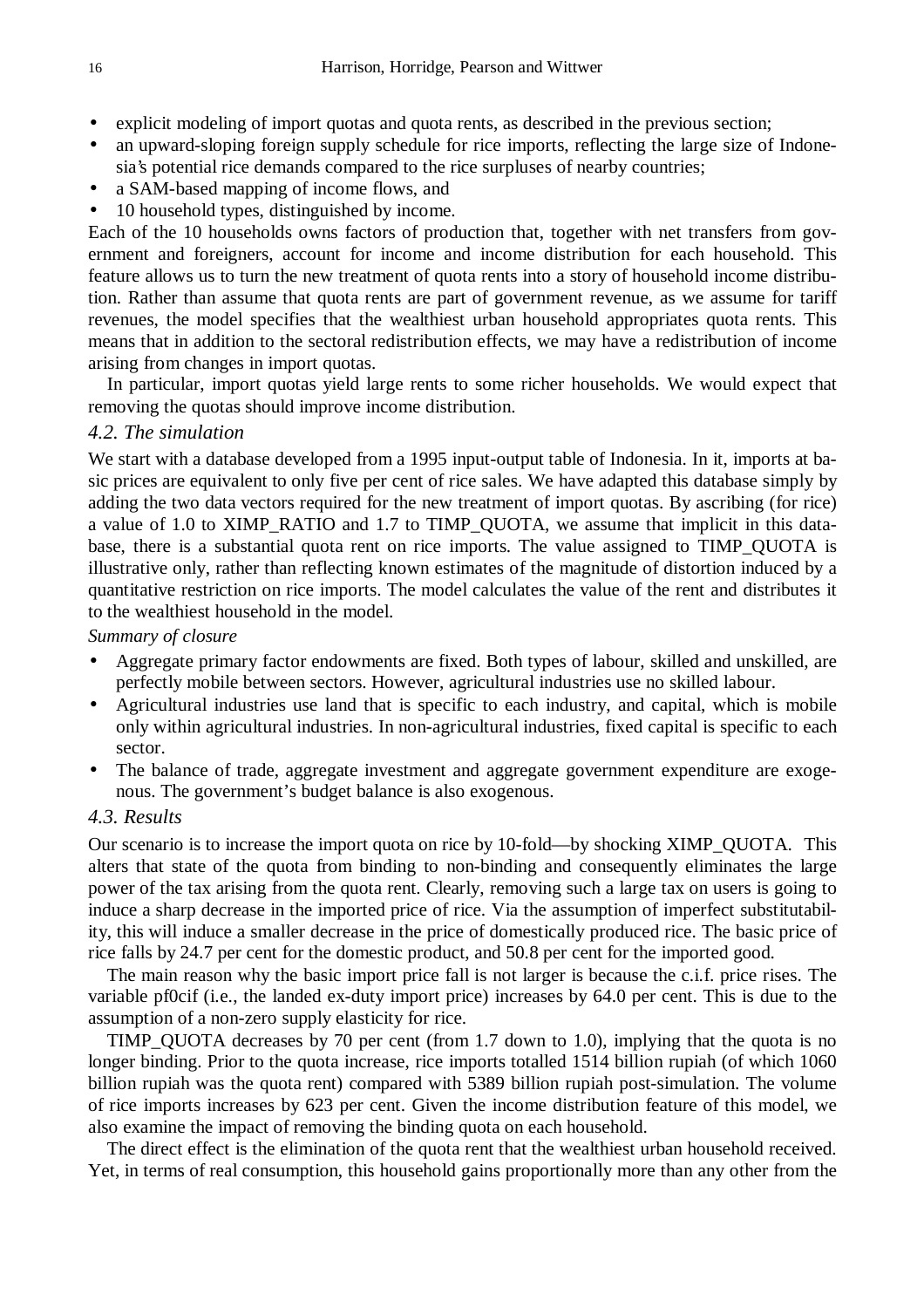- explicit modeling of import quotas and quota rents, as described in the previous section;
- an upward-sloping foreign supply schedule for rice imports, reflecting the large size of Indonesia's potential rice demands compared to the rice surpluses of nearby countries;
- a SAM-based mapping of income flows, and
- 10 household types, distinguished by income.

Each of the 10 households owns factors of production that, together with net transfers from government and foreigners, account for income and income distribution for each household. This feature allows us to turn the new treatment of quota rents into a story of household income distribution. Rather than assume that quota rents are part of government revenue, as we assume for tariff revenues, the model specifies that the wealthiest urban household appropriates quota rents. This means that in addition to the sectoral redistribution effects, we may have a redistribution of income arising from changes in import quotas.

In particular, import quotas yield large rents to some richer households. We would expect that removing the quotas should improve income distribution.

### *4.2. The simulation*

We start with a database developed from a 1995 input-output table of Indonesia. In it, imports at basic prices are equivalent to only five per cent of rice sales. We have adapted this database simply by adding the two data vectors required for the new treatment of import quotas. By ascribing (for rice) a value of 1.0 to XIMP_RATIO and 1.7 to TIMP_QUOTA, we assume that implicit in this database, there is a substantial quota rent on rice imports. The value assigned to TIMP_QUOTA is illustrative only, rather than reflecting known estimates of the magnitude of distortion induced by a quantitative restriction on rice imports. The model calculates the value of the rent and distributes it to the wealthiest household in the model.

*Summary of closure*

- Aggregate primary factor endowments are fixed. Both types of labour, skilled and unskilled, are perfectly mobile between sectors. However, agricultural industries use no skilled labour.
- Agricultural industries use land that is specific to each industry, and capital, which is mobile only within agricultural industries. In non-agricultural industries, fixed capital is specific to each sector.
- The balance of trade, aggregate investment and aggregate government expenditure are exogenous. The government's budget balance is also exogenous.

### *4.3. Results*

Our scenario is to increase the import quota on rice by 10-fold—by shocking XIMP_QUOTA. This alters that state of the quota from binding to non-binding and consequently eliminates the large power of the tax arising from the quota rent. Clearly, removing such a large tax on users is going to induce a sharp decrease in the imported price of rice. Via the assumption of imperfect substitutability, this will induce a smaller decrease in the price of domestically produced rice. The basic price of rice falls by 24.7 per cent for the domestic product, and 50.8 per cent for the imported good.

The main reason why the basic import price fall is not larger is because the c.i.f. price rises. The variable pf0cif (i.e., the landed ex-duty import price) increases by 64.0 per cent. This is due to the assumption of a non-zero supply elasticity for rice.

TIMP_QUOTA decreases by 70 per cent (from 1.7 down to 1.0), implying that the quota is no longer binding. Prior to the quota increase, rice imports totalled 1514 billion rupiah (of which 1060 billion rupiah was the quota rent) compared with 5389 billion rupiah post-simulation. The volume of rice imports increases by 623 per cent. Given the income distribution feature of this model, we also examine the impact of removing the binding quota on each household.

The direct effect is the elimination of the quota rent that the wealthiest urban household received. Yet, in terms of real consumption, this household gains proportionally more than any other from the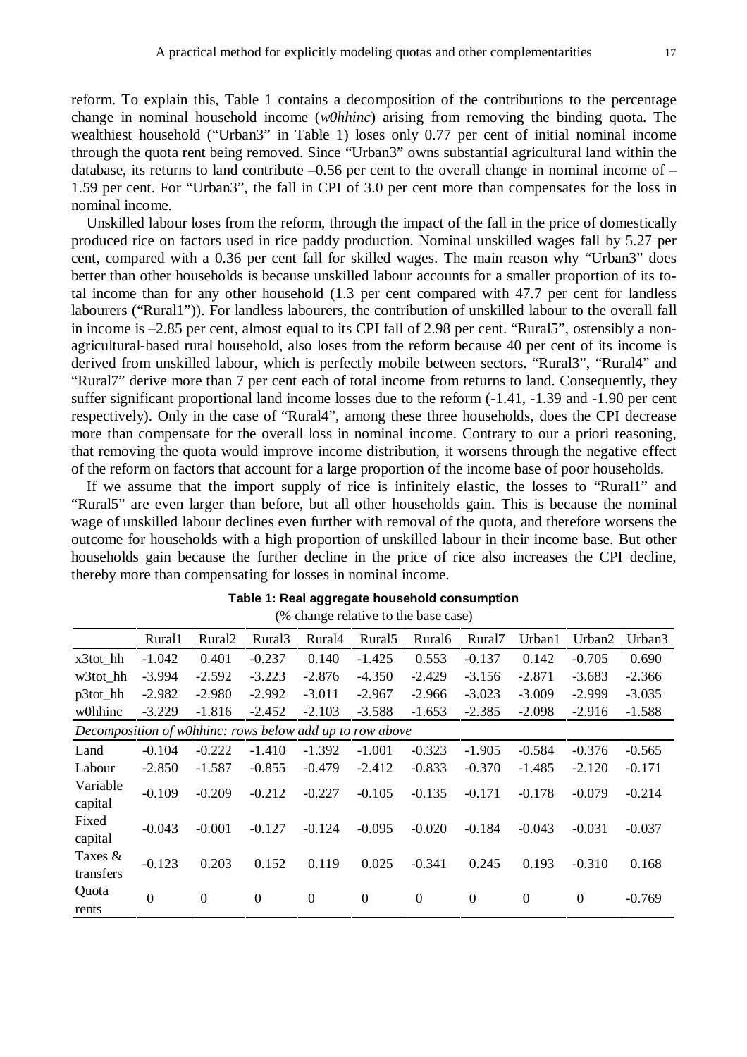reform. To explain this, Table 1 contains a decomposition of the contributions to the percentage change in nominal household income (*w0hhinc*) arising from removing the binding quota. The wealthiest household ("Urban3" in Table 1) loses only 0.77 per cent of initial nominal income through the quota rent being removed. Since "Urban3" owns substantial agricultural land within the database, its returns to land contribute –0.56 per cent to the overall change in nominal income of –1.59 per cent. For "Urban3", the fall in CPI of 3.0 per cent more than compensates for the loss in nominal income.

Unskilled labour loses from the reform, through the impact of the fall in the price of domestically produced rice on factors used in rice paddy production. Nominal unskilled wages fall by 5.27 per cent, compared with a 0.36 per cent fall for skilled wages. The main reason why "Urban3" does better than other households is because unskilled labour accounts for a smaller proportion of its total income than for any other household (1.3 per cent compared with 47.7 per cent for landless labourers ("Rural1")). For landless labourers, the contribution of unskilled labour to the overall fall in income is –2.85 per cent, almost equal to its CPI fall of 2.98 per cent. "Rural5", ostensibly a non-agricultural-based rural household, also loses from the reform because 40 per cent of its income is derived from unskilled labour, which is perfectly mobile between sectors. "Rural3", "Rural4" and "Rural7" derive more than 7 per cent each of total income from returns to land. Consequently, they suffer significant proportional land income losses due to the reform (-1.41, -1.39 and -1.90 per cent respectively). Only in the case of "Rural4", among these three households, does the CPI decrease more than compensate for the overall loss in nominal income. Contrary to our a priori reasoning, that removing the quota would improve income distribution, it worsens through the negative effect of the reform on factors that account for a large proportion of the income base of poor households.

If we assume that the import supply of rice is infinitely elastic, the losses to "Rural1" and "Rural5" are even larger than before, but all other households gain. This is because the nominal wage of unskilled labour declines even further with removal of the quota, and therefore worsens the outcome for households with a high proportion of unskilled labour in their income base. But other households gain because the further decline in the price of rice also increases the CPI decline, thereby more than compensating for losses in nominal income.

**Table 1: Real aggregate household consumption**

(% change relative to the base case)

| | Rural1 | Rural2 | Rural3 | Rural4 | Rural5 | Rural6 | Rural7 | Urban1 | Urban2 | Urban3 |
|---|---|---|---|---|---|---|---|---|---|---|
| x3tot_hh | -1.042 | 0.401 | -0.237 | 0.140 | -1.425 | 0.553 | -0.137 | 0.142 | -0.705 | 0.690 |
| w3tot_hh | -3.994 | -2.592 | -3.223 | -2.876 | -4.350 | -2.429 | -3.156 | -2.871 | -3.683 | -2.366 |
| p3tot_hh | -2.982 | -2.980 | -2.992 | -3.011 | -2.967 | -2.966 | -3.023 | -3.009 | -2.999 | -3.035 |
| w0hhinc | -3.229 | -1.816 | -2.452 | -2.103 | -3.588 | -1.653 | -2.385 | -2.098 | -2.916 | -1.588 |
| *Decomposition of w0hhinc: rows below add up to row above* | | | | | | | | | | |
| Land | -0.104 | -0.222 | -1.410 | -1.392 | -1.001 | -0.323 | -1.905 | -0.584 | -0.376 | -0.565 |
| Labour | -2.850 | -1.587 | -0.855 | -0.479 | -2.412 | -0.833 | -0.370 | -1.485 | -2.120 | -0.171 |
| Variable capital | -0.109 | -0.209 | -0.212 | -0.227 | -0.105 | -0.135 | -0.171 | -0.178 | -0.079 | -0.214 |
| Fixed capital | -0.043 | -0.001 | -0.127 | -0.124 | -0.095 | -0.020 | -0.184 | -0.043 | -0.031 | -0.037 |
| Taxes & transfers | -0.123 | 0.203 | 0.152 | 0.119 | 0.025 | -0.341 | 0.245 | 0.193 | -0.310 | 0.168 |
| Quota rents | 0 | 0 | 0 | 0 | 0 | 0 | 0 | 0 | 0 | -0.769 |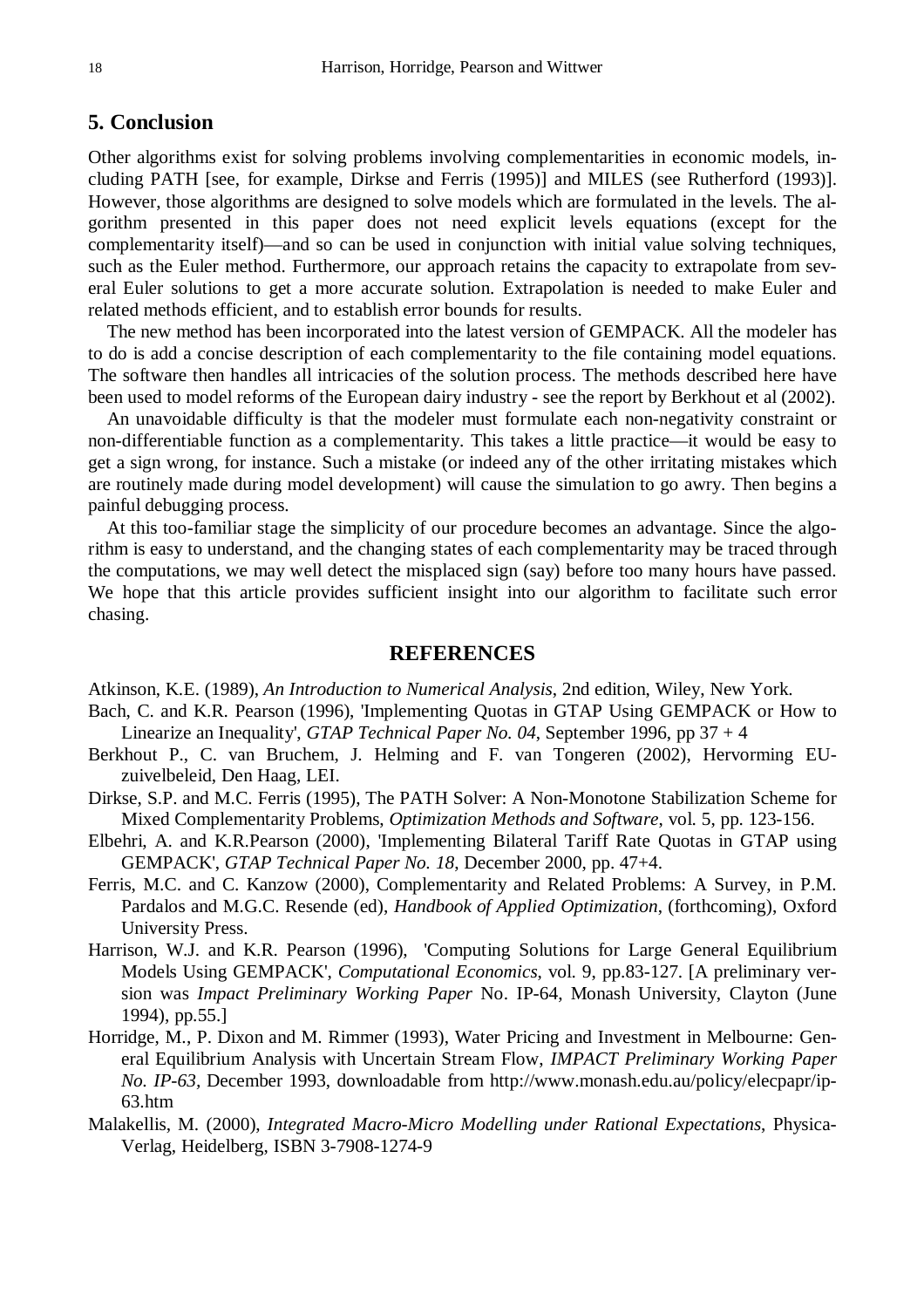## 5. Conclusion

Other algorithms exist for solving problems involving complementarities in economic models, including PATH [see, for example, Dirkse and Ferris (1995)] and MILES (see Rutherford (1993)]. However, those algorithms are designed to solve models which are formulated in the levels. The algorithm presented in this paper does not need explicit levels equations (except for the complementarity itself)—and so can be used in conjunction with initial value solving techniques, such as the Euler method. Furthermore, our approach retains the capacity to extrapolate from several Euler solutions to get a more accurate solution. Extrapolation is needed to make Euler and related methods efficient, and to establish error bounds for results.

The new method has been incorporated into the latest version of GEMPACK. All the modeler has to do is add a concise description of each complementarity to the file containing model equations. The software then handles all intricacies of the solution process. The methods described here have been used to model reforms of the European dairy industry - see the report by Berkhout et al (2002).

An unavoidable difficulty is that the modeler must formulate each non-negativity constraint or non-differentiable function as a complementarity. This takes a little practice—it would be easy to get a sign wrong, for instance. Such a mistake (or indeed any of the other irritating mistakes which are routinely made during model development) will cause the simulation to go awry. Then begins a painful debugging process.

At this too-familiar stage the simplicity of our procedure becomes an advantage. Since the algorithm is easy to understand, and the changing states of each complementarity may be traced through the computations, we may well detect the misplaced sign (say) before too many hours have passed. We hope that this article provides sufficient insight into our algorithm to facilitate such error chasing.

## REFERENCES

Atkinson, K.E. (1989), *An Introduction to Numerical Analysis*, 2nd edition, Wiley, New York.

Bach, C. and K.R. Pearson (1996), 'Implementing Quotas in GTAP Using GEMPACK or How to Linearize an Inequality', *GTAP Technical Paper No. 04*, September 1996, pp 37 + 4

Berkhout P., C. van Bruchem, J. Helming and F. van Tongeren (2002), Hervorming EU-zuivelbeleid, Den Haag, LEI.

Dirkse, S.P. and M.C. Ferris (1995), The PATH Solver: A Non-Monotone Stabilization Scheme for Mixed Complementarity Problems, *Optimization Methods and Software*, vol. 5, pp. 123-156.

Elbehri, A. and K.R.Pearson (2000), 'Implementing Bilateral Tariff Rate Quotas in GTAP using GEMPACK', *GTAP Technical Paper No. 18*, December 2000, pp. 47+4.

Ferris, M.C. and C. Kanzow (2000), Complementarity and Related Problems: A Survey, in P.M. Pardalos and M.G.C. Resende (ed), *Handbook of Applied Optimization*, (forthcoming), Oxford University Press.

Harrison, W.J. and K.R. Pearson (1996), 'Computing Solutions for Large General Equilibrium Models Using GEMPACK', *Computational Economics*, vol. 9, pp.83-127. [A preliminary version was *Impact Preliminary Working Paper* No. IP-64, Monash University, Clayton (June 1994), pp.55.]

Horridge, M., P. Dixon and M. Rimmer (1993), Water Pricing and Investment in Melbourne: General Equilibrium Analysis with Uncertain Stream Flow, *IMPACT Preliminary Working Paper No. IP-63*, December 1993, downloadable from http://www.monash.edu.au/policy/elecpapr/ip-63.htm

Malakellis, M. (2000), *Integrated Macro-Micro Modelling under Rational Expectations*, Physica-Verlag, Heidelberg, ISBN 3-7908-1274-9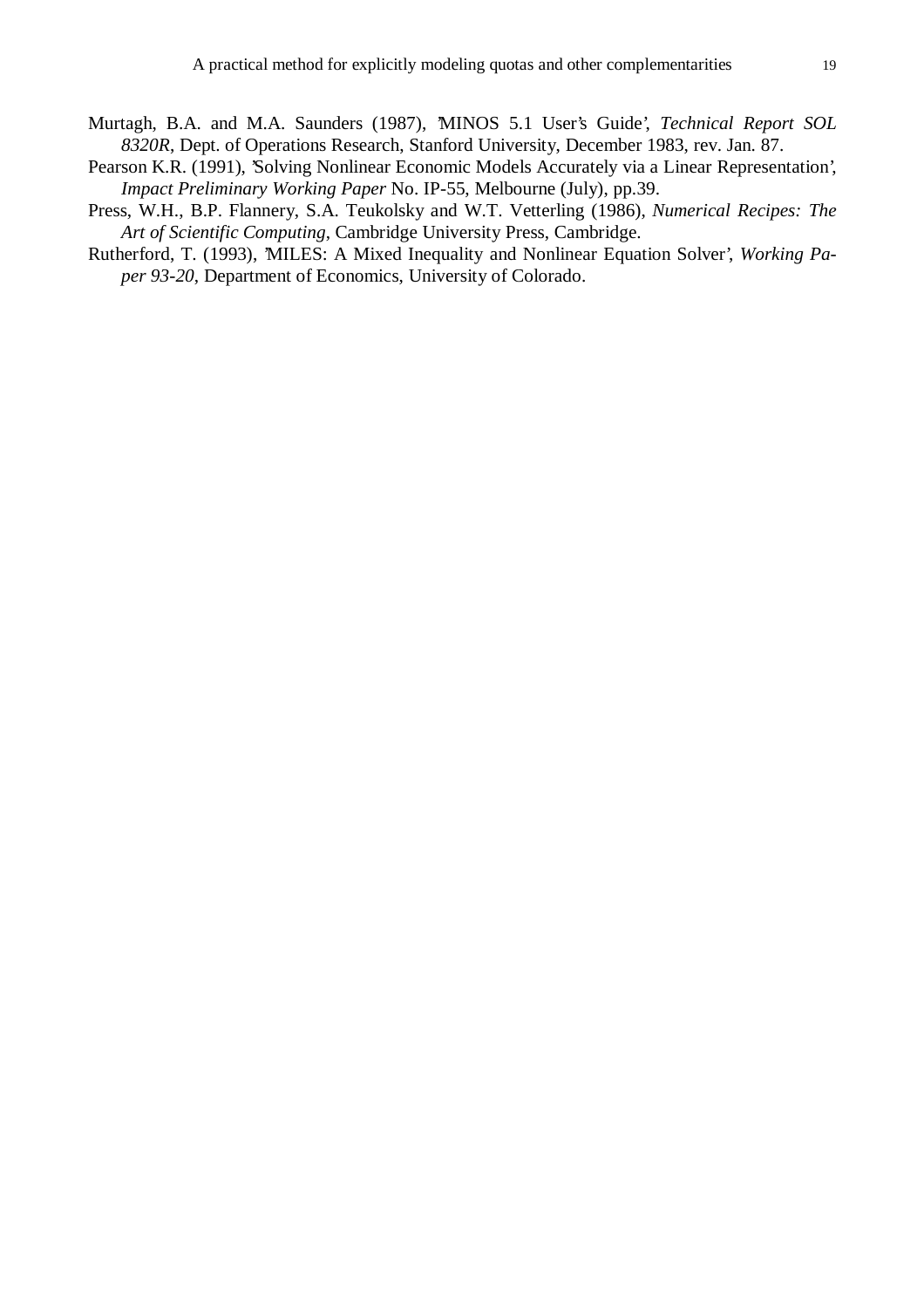Murtagh, B.A. and M.A. Saunders (1987), 'MINOS 5.1 User's Guide', *Technical Report SOL 8320R*, Dept. of Operations Research, Stanford University, December 1983, rev. Jan. 87.

Pearson K.R. (1991), 'Solving Nonlinear Economic Models Accurately via a Linear Representation', *Impact Preliminary Working Paper* No. IP-55, Melbourne (July), pp.39.

Press, W.H., B.P. Flannery, S.A. Teukolsky and W.T. Vetterling (1986), *Numerical Recipes: The Art of Scientific Computing*, Cambridge University Press, Cambridge.

Rutherford, T. (1993), 'MILES: A Mixed Inequality and Nonlinear Equation Solver', *Working Paper 93-20*, Department of Economics, University of Colorado.